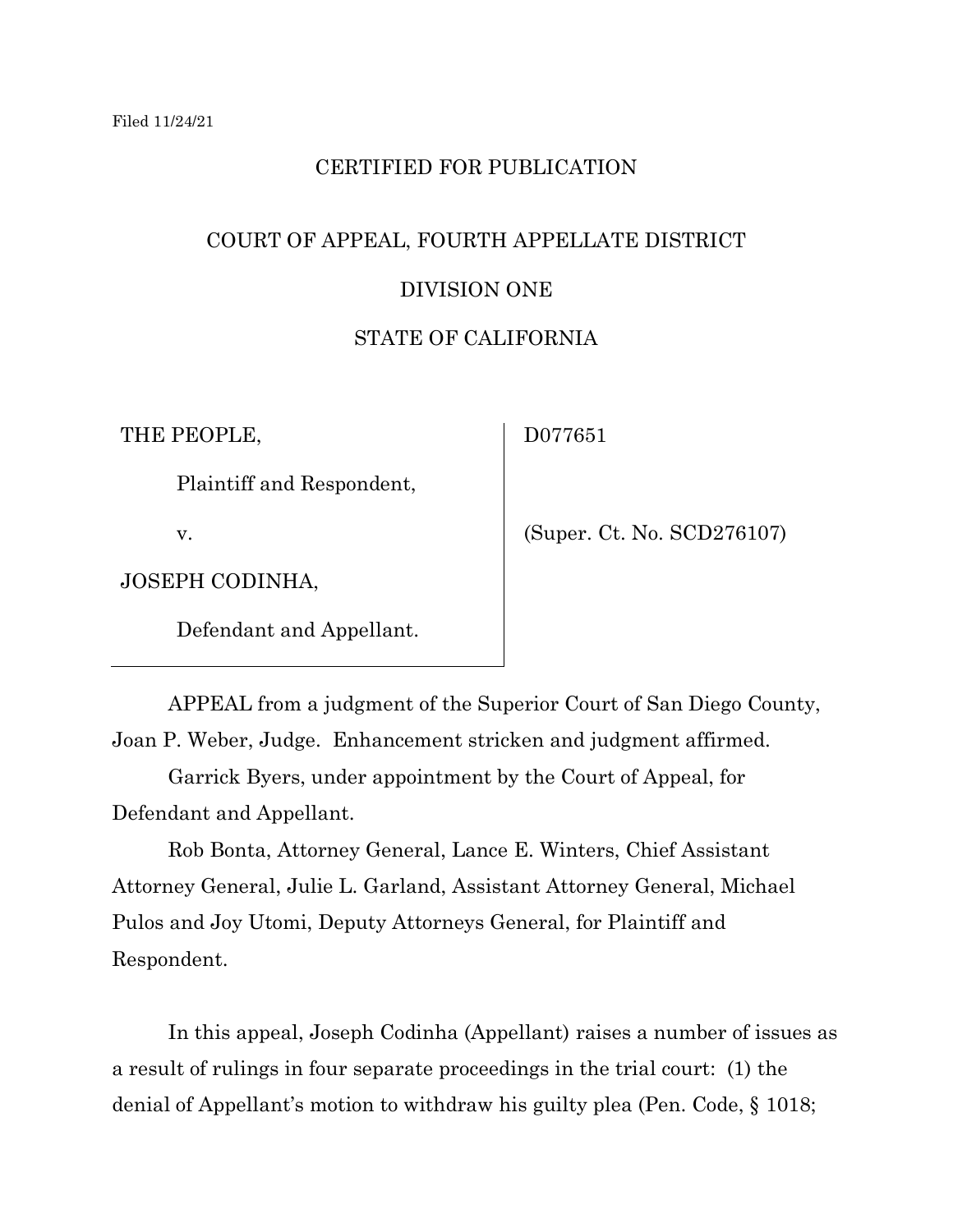Filed 11/24/21

CERTIFIED FOR PUBLICATION

COURT OF APPEAL, FOURTH APPELLATE DISTRICT

DIVISION ONE

STATE OF CALIFORNIA

| | |
|---|---|
| THE PEOPLE,<br><br>Plaintiff and Respondent,<br><br>v.<br><br>JOSEPH CODINHA,<br><br>Defendant and Appellant. | D077651<br><br>(Super. Ct. No. SCD276107) |

APPEAL from a judgment of the Superior Court of San Diego County, Joan P. Weber, Judge. Enhancement stricken and judgment affirmed.

Garrick Byers, under appointment by the Court of Appeal, for Defendant and Appellant.

Rob Bonta, Attorney General, Lance E. Winters, Chief Assistant Attorney General, Julie L. Garland, Assistant Attorney General, Michael Pulos and Joy Utomi, Deputy Attorneys General, for Plaintiff and Respondent.

In this appeal, Joseph Codinha (Appellant) raises a number of issues as a result of rulings in four separate proceedings in the trial court: (1) the denial of Appellant's motion to withdraw his guilty plea (Pen. Code, § 1018;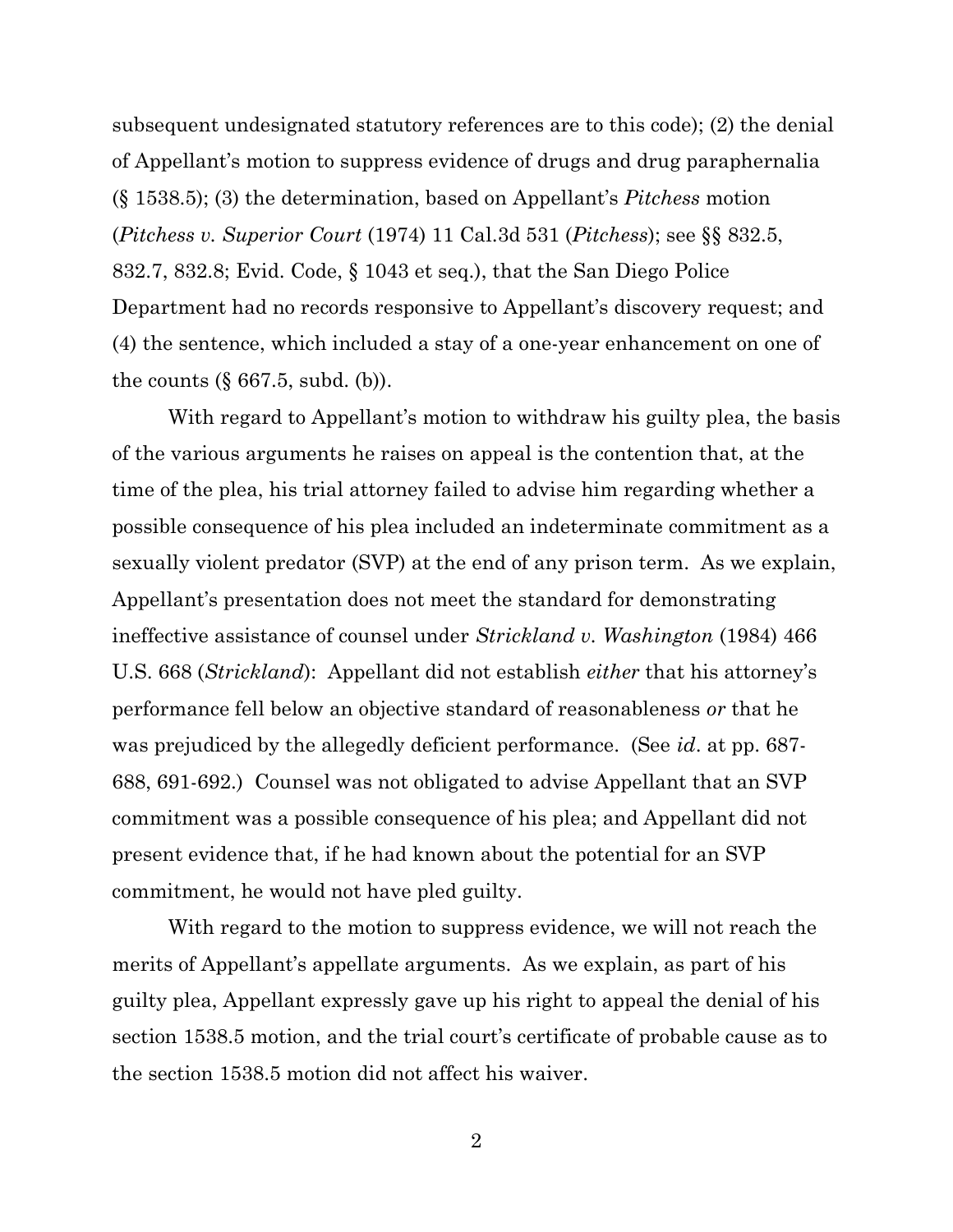subsequent undesignated statutory references are to this code); (2) the denial of Appellant's motion to suppress evidence of drugs and drug paraphernalia (§ 1538.5); (3) the determination, based on Appellant's *Pitchess* motion (*Pitchess v. Superior Court* (1974) 11 Cal.3d 531 (*Pitchess*); see §§ 832.5, 832.7, 832.8; Evid. Code, § 1043 et seq.), that the San Diego Police Department had no records responsive to Appellant's discovery request; and (4) the sentence, which included a stay of a one-year enhancement on one of the counts (§ 667.5, subd. (b)).

With regard to Appellant's motion to withdraw his guilty plea, the basis of the various arguments he raises on appeal is the contention that, at the time of the plea, his trial attorney failed to advise him regarding whether a possible consequence of his plea included an indeterminate commitment as a sexually violent predator (SVP) at the end of any prison term. As we explain, Appellant's presentation does not meet the standard for demonstrating ineffective assistance of counsel under *Strickland v. Washington* (1984) 466 U.S. 668 (*Strickland*): Appellant did not establish *either* that his attorney's performance fell below an objective standard of reasonableness *or* that he was prejudiced by the allegedly deficient performance. (See *id*. at pp. 687-688, 691-692.) Counsel was not obligated to advise Appellant that an SVP commitment was a possible consequence of his plea; and Appellant did not present evidence that, if he had known about the potential for an SVP commitment, he would not have pled guilty.

With regard to the motion to suppress evidence, we will not reach the merits of Appellant's appellate arguments. As we explain, as part of his guilty plea, Appellant expressly gave up his right to appeal the denial of his section 1538.5 motion, and the trial court's certificate of probable cause as to the section 1538.5 motion did not affect his waiver.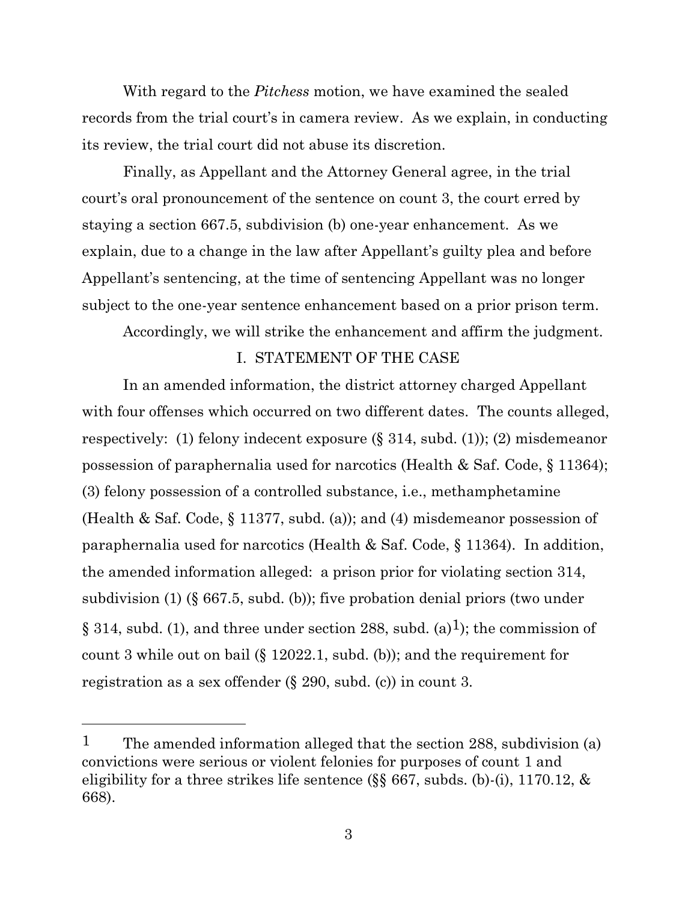With regard to the *Pitchess* motion, we have examined the sealed records from the trial court's in camera review. As we explain, in conducting its review, the trial court did not abuse its discretion.

Finally, as Appellant and the Attorney General agree, in the trial court's oral pronouncement of the sentence on count 3, the court erred by staying a section 667.5, subdivision (b) one-year enhancement. As we explain, due to a change in the law after Appellant's guilty plea and before Appellant's sentencing, at the time of sentencing Appellant was no longer subject to the one-year sentence enhancement based on a prior prison term.

Accordingly, we will strike the enhancement and affirm the judgment.

## I. STATEMENT OF THE CASE

In an amended information, the district attorney charged Appellant with four offenses which occurred on two different dates. The counts alleged, respectively: (1) felony indecent exposure (§ 314, subd. (1)); (2) misdemeanor possession of paraphernalia used for narcotics (Health & Saf. Code, § 11364); (3) felony possession of a controlled substance, i.e., methamphetamine (Health & Saf. Code, § 11377, subd. (a)); and (4) misdemeanor possession of paraphernalia used for narcotics (Health & Saf. Code, § 11364). In addition, the amended information alleged: a prison prior for violating section 314, subdivision (1) (§ 667.5, subd. (b)); five probation denial priors (two under § 314, subd. (1), and three under section 288, subd. (a)[1]); the commission of count 3 while out on bail (§ 12022.1, subd. (b)); and the requirement for registration as a sex offender (§ 290, subd. (c)) in count 3.

---

[1] The amended information alleged that the section 288, subdivision (a) convictions were serious or violent felonies for purposes of count 1 and eligibility for a three strikes life sentence (§§ 667, subds. (b)-(i), 1170.12, & 668).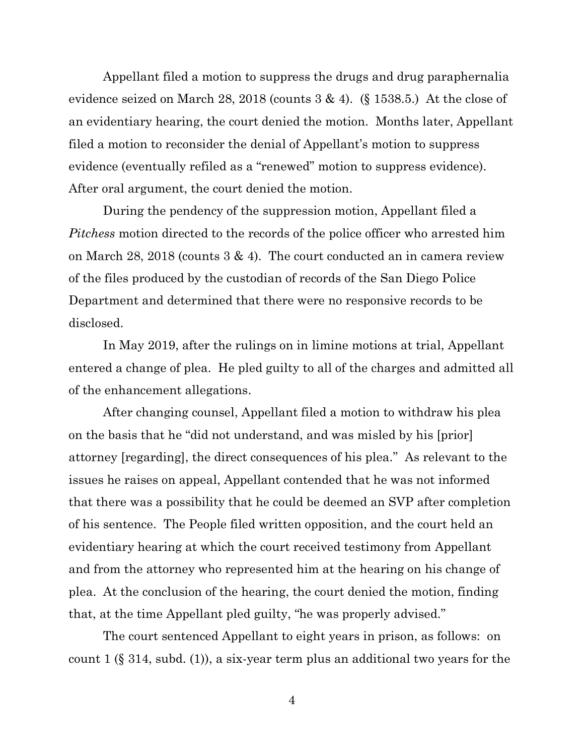Appellant filed a motion to suppress the drugs and drug paraphernalia evidence seized on March 28, 2018 (counts 3 & 4). (§ 1538.5.) At the close of an evidentiary hearing, the court denied the motion. Months later, Appellant filed a motion to reconsider the denial of Appellant's motion to suppress evidence (eventually refiled as a "renewed" motion to suppress evidence). After oral argument, the court denied the motion.

During the pendency of the suppression motion, Appellant filed a *Pitchess* motion directed to the records of the police officer who arrested him on March 28, 2018 (counts 3 & 4). The court conducted an in camera review of the files produced by the custodian of records of the San Diego Police Department and determined that there were no responsive records to be disclosed.

In May 2019, after the rulings on in limine motions at trial, Appellant entered a change of plea. He pled guilty to all of the charges and admitted all of the enhancement allegations.

After changing counsel, Appellant filed a motion to withdraw his plea on the basis that he "did not understand, and was misled by his [prior] attorney [regarding], the direct consequences of his plea." As relevant to the issues he raises on appeal, Appellant contended that he was not informed that there was a possibility that he could be deemed an SVP after completion of his sentence. The People filed written opposition, and the court held an evidentiary hearing at which the court received testimony from Appellant and from the attorney who represented him at the hearing on his change of plea. At the conclusion of the hearing, the court denied the motion, finding that, at the time Appellant pled guilty, "he was properly advised."

The court sentenced Appellant to eight years in prison, as follows: on count 1 (§ 314, subd. (1)), a six-year term plus an additional two years for the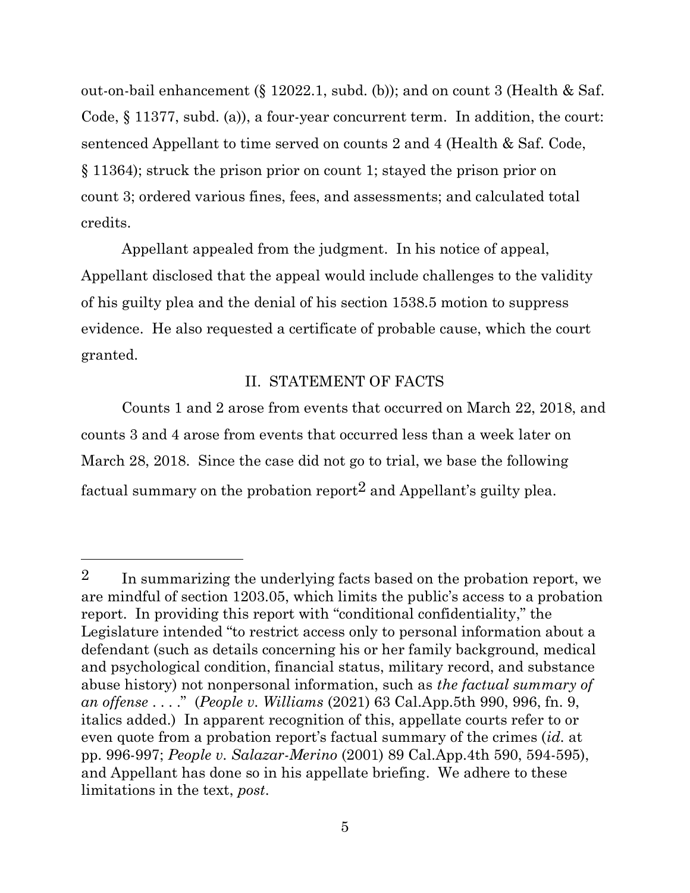out-on-bail enhancement (§ 12022.1, subd. (b)); and on count 3 (Health & Saf. Code, § 11377, subd. (a)), a four-year concurrent term. In addition, the court: sentenced Appellant to time served on counts 2 and 4 (Health & Saf. Code, § 11364); struck the prison prior on count 1; stayed the prison prior on count 3; ordered various fines, fees, and assessments; and calculated total credits.

Appellant appealed from the judgment. In his notice of appeal, Appellant disclosed that the appeal would include challenges to the validity of his guilty plea and the denial of his section 1538.5 motion to suppress evidence. He also requested a certificate of probable cause, which the court granted.

## II. STATEMENT OF FACTS

Counts 1 and 2 arose from events that occurred on March 22, 2018, and counts 3 and 4 arose from events that occurred less than a week later on March 28, 2018. Since the case did not go to trial, we base the following factual summary on the probation report[2] and Appellant's guilty plea.

---

[2] In summarizing the underlying facts based on the probation report, we are mindful of section 1203.05, which limits the public's access to a probation report. In providing this report with "conditional confidentiality," the Legislature intended "to restrict access only to personal information about a defendant (such as details concerning his or her family background, medical and psychological condition, financial status, military record, and substance abuse history) not nonpersonal information, such as *the factual summary of an offense* . . . ." (*People v. Williams* (2021) 63 Cal.App.5th 990, 996, fn. 9, italics added.) In apparent recognition of this, appellate courts refer to or even quote from a probation report's factual summary of the crimes (*id.* at pp. 996-997; *People v. Salazar-Merino* (2001) 89 Cal.App.4th 590, 594-595), and Appellant has done so in his appellate briefing. We adhere to these limitations in the text, *post*.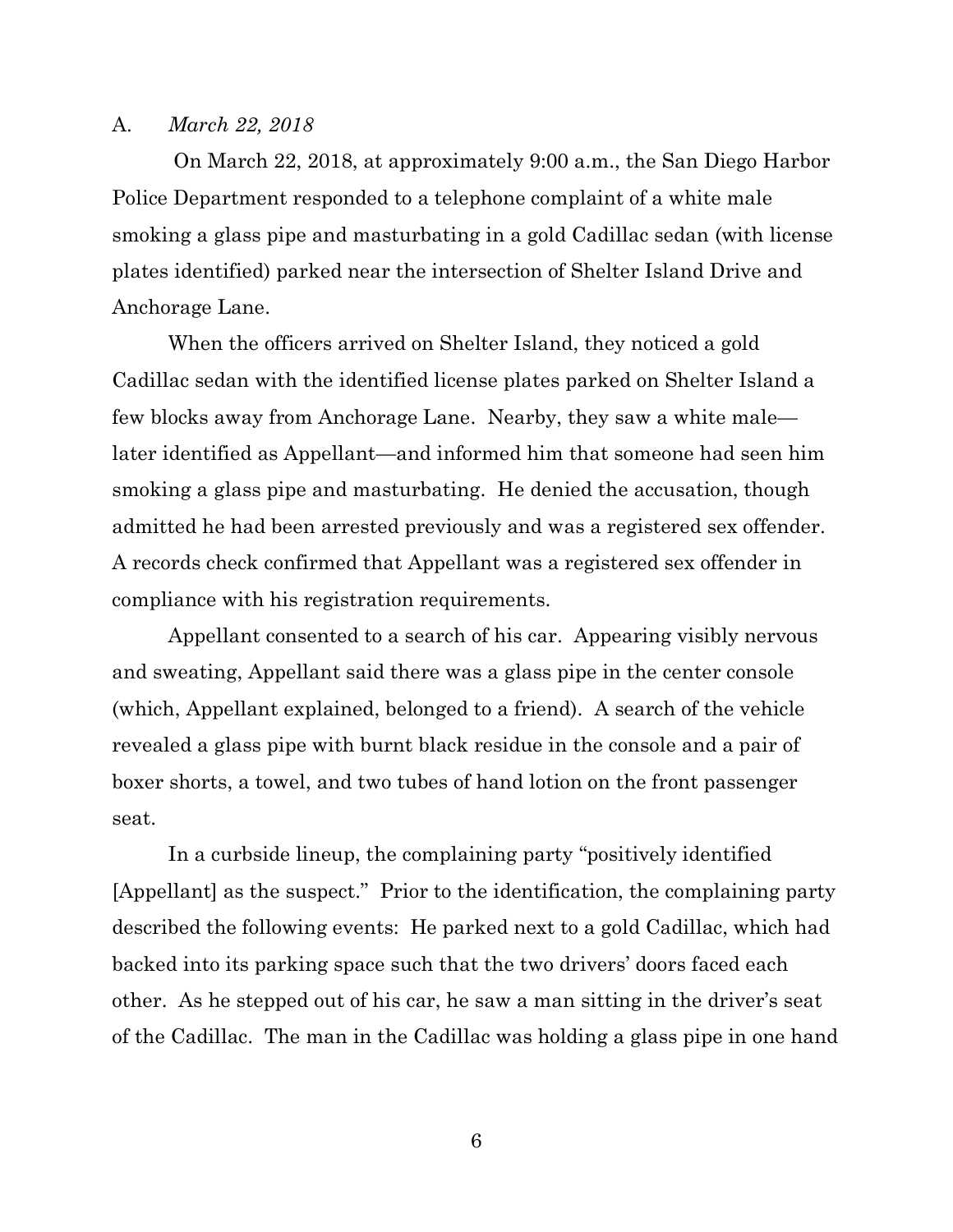A. *March 22, 2018*

On March 22, 2018, at approximately 9:00 a.m., the San Diego Harbor Police Department responded to a telephone complaint of a white male smoking a glass pipe and masturbating in a gold Cadillac sedan (with license plates identified) parked near the intersection of Shelter Island Drive and Anchorage Lane.

When the officers arrived on Shelter Island, they noticed a gold Cadillac sedan with the identified license plates parked on Shelter Island a few blocks away from Anchorage Lane. Nearby, they saw a white male—later identified as Appellant—and informed him that someone had seen him smoking a glass pipe and masturbating. He denied the accusation, though admitted he had been arrested previously and was a registered sex offender. A records check confirmed that Appellant was a registered sex offender in compliance with his registration requirements.

Appellant consented to a search of his car. Appearing visibly nervous and sweating, Appellant said there was a glass pipe in the center console (which, Appellant explained, belonged to a friend). A search of the vehicle revealed a glass pipe with burnt black residue in the console and a pair of boxer shorts, a towel, and two tubes of hand lotion on the front passenger seat.

In a curbside lineup, the complaining party "positively identified [Appellant] as the suspect." Prior to the identification, the complaining party described the following events: He parked next to a gold Cadillac, which had backed into its parking space such that the two drivers' doors faced each other. As he stepped out of his car, he saw a man sitting in the driver's seat of the Cadillac. The man in the Cadillac was holding a glass pipe in one hand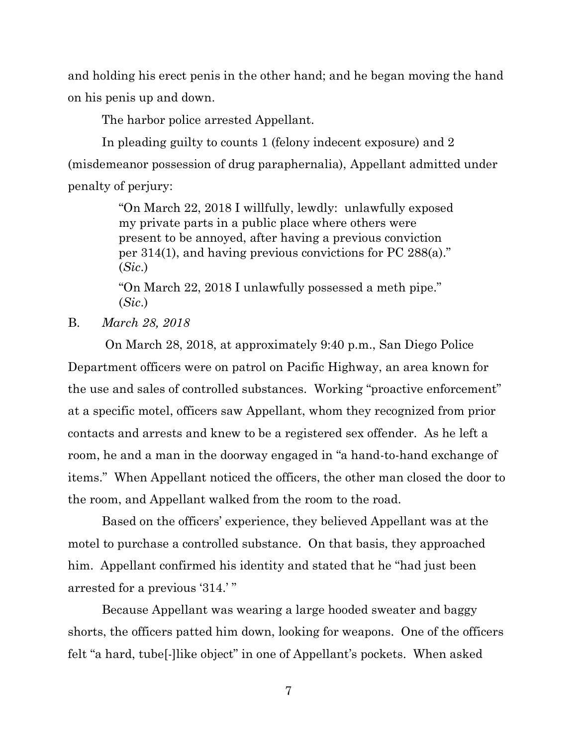and holding his erect penis in the other hand; and he began moving the hand on his penis up and down.

The harbor police arrested Appellant.

In pleading guilty to counts 1 (felony indecent exposure) and 2 (misdemeanor possession of drug paraphernalia), Appellant admitted under penalty of perjury:

> "On March 22, 2018 I willfully, lewdly: unlawfully exposed my private parts in a public place where others were present to be annoyed, after having a previous conviction per 314(1), and having previous convictions for PC 288(a)." (*Sic*.)
>
> "On March 22, 2018 I unlawfully possessed a meth pipe." (*Sic*.)

B. *March 28, 2018*

On March 28, 2018, at approximately 9:40 p.m., San Diego Police Department officers were on patrol on Pacific Highway, an area known for the use and sales of controlled substances. Working "proactive enforcement" at a specific motel, officers saw Appellant, whom they recognized from prior contacts and arrests and knew to be a registered sex offender. As he left a room, he and a man in the doorway engaged in "a hand-to-hand exchange of items." When Appellant noticed the officers, the other man closed the door to the room, and Appellant walked from the room to the road.

Based on the officers' experience, they believed Appellant was at the motel to purchase a controlled substance. On that basis, they approached him. Appellant confirmed his identity and stated that he "had just been arrested for a previous '314.' "

Because Appellant was wearing a large hooded sweater and baggy shorts, the officers patted him down, looking for weapons. One of the officers felt "a hard, tube[-]like object" in one of Appellant's pockets. When asked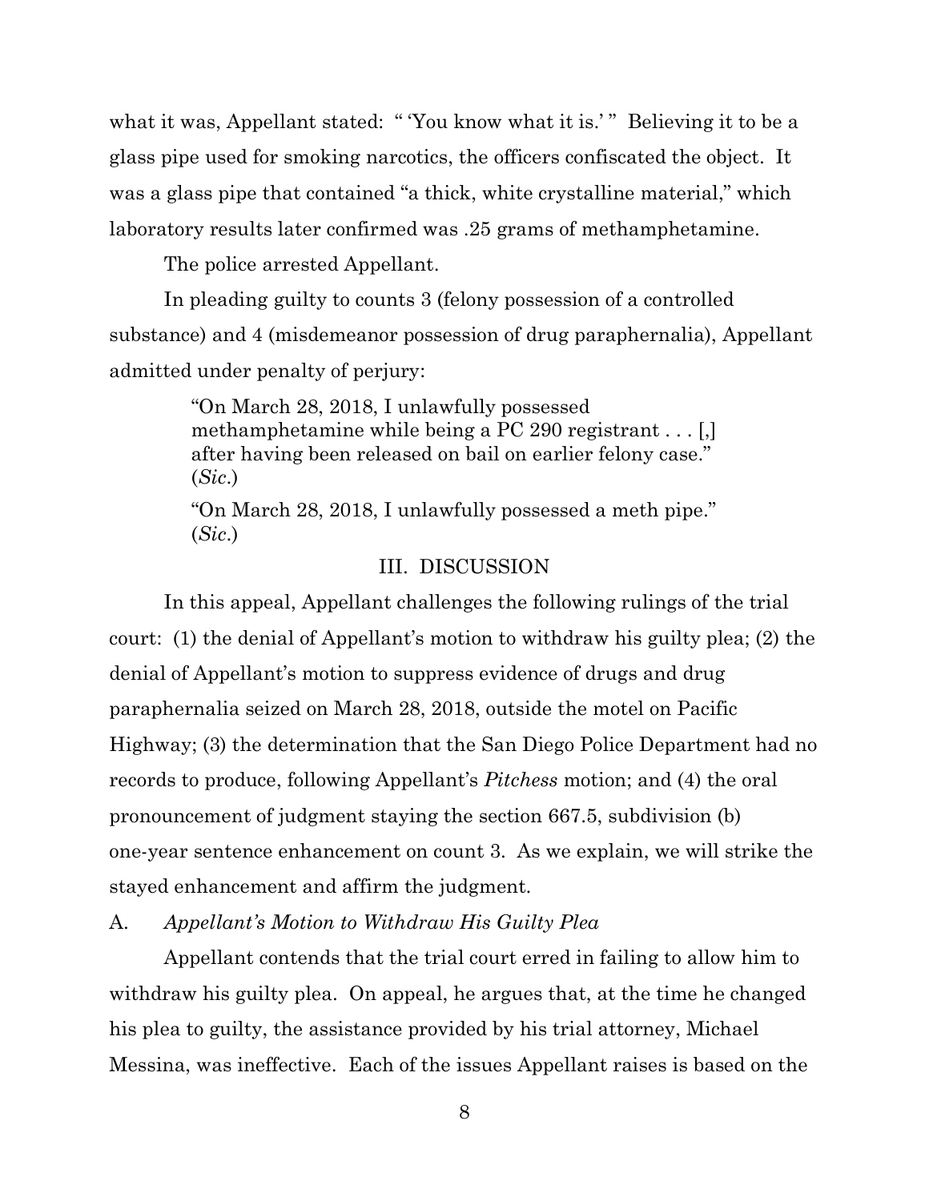what it was, Appellant stated: " 'You know what it is.' " Believing it to be a glass pipe used for smoking narcotics, the officers confiscated the object. It was a glass pipe that contained "a thick, white crystalline material," which laboratory results later confirmed was .25 grams of methamphetamine.

The police arrested Appellant.

In pleading guilty to counts 3 (felony possession of a controlled substance) and 4 (misdemeanor possession of drug paraphernalia), Appellant admitted under penalty of perjury:

> "On March 28, 2018, I unlawfully possessed methamphetamine while being a PC 290 registrant . . . [,] after having been released on bail on earlier felony case." (*Sic*.)
>
> "On March 28, 2018, I unlawfully possessed a meth pipe." (*Sic*.)

## III. DISCUSSION

In this appeal, Appellant challenges the following rulings of the trial court: (1) the denial of Appellant's motion to withdraw his guilty plea; (2) the denial of Appellant's motion to suppress evidence of drugs and drug paraphernalia seized on March 28, 2018, outside the motel on Pacific Highway; (3) the determination that the San Diego Police Department had no records to produce, following Appellant's *Pitchess* motion; and (4) the oral pronouncement of judgment staying the section 667.5, subdivision (b) one-year sentence enhancement on count 3. As we explain, we will strike the stayed enhancement and affirm the judgment.

### A. *Appellant's Motion to Withdraw His Guilty Plea*

Appellant contends that the trial court erred in failing to allow him to withdraw his guilty plea. On appeal, he argues that, at the time he changed his plea to guilty, the assistance provided by his trial attorney, Michael Messina, was ineffective. Each of the issues Appellant raises is based on the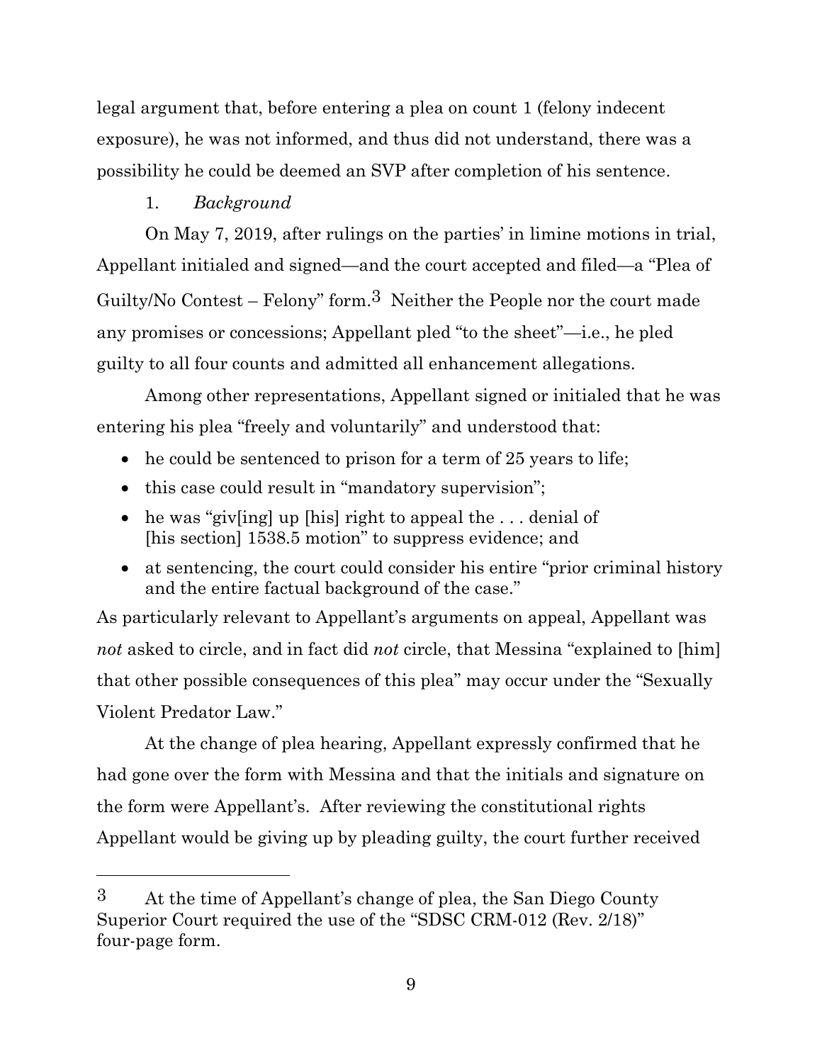legal argument that, before entering a plea on count 1 (felony indecent exposure), he was not informed, and thus did not understand, there was a possibility he could be deemed an SVP after completion of his sentence.

1. *Background*

On May 7, 2019, after rulings on the parties' in limine motions in trial, Appellant initialed and signed—and the court accepted and filed—a "Plea of Guilty/No Contest – Felony" form.[3] Neither the People nor the court made any promises or concessions; Appellant pled "to the sheet"—i.e., he pled guilty to all four counts and admitted all enhancement allegations.

Among other representations, Appellant signed or initialed that he was entering his plea "freely and voluntarily" and understood that:

- he could be sentenced to prison for a term of 25 years to life;
- this case could result in "mandatory supervision";
- he was "giv[ing] up [his] right to appeal the . . . denial of [his section] 1538.5 motion" to suppress evidence; and
- at sentencing, the court could consider his entire "prior criminal history and the entire factual background of the case."

As particularly relevant to Appellant's arguments on appeal, Appellant was *not* asked to circle, and in fact did *not* circle, that Messina "explained to [him] that other possible consequences of this plea" may occur under the "Sexually Violent Predator Law."

At the change of plea hearing, Appellant expressly confirmed that he had gone over the form with Messina and that the initials and signature on the form were Appellant's. After reviewing the constitutional rights Appellant would be giving up by pleading guilty, the court further received

---

[3] At the time of Appellant's change of plea, the San Diego County Superior Court required the use of the "SDSC CRM-012 (Rev. 2/18)" four-page form.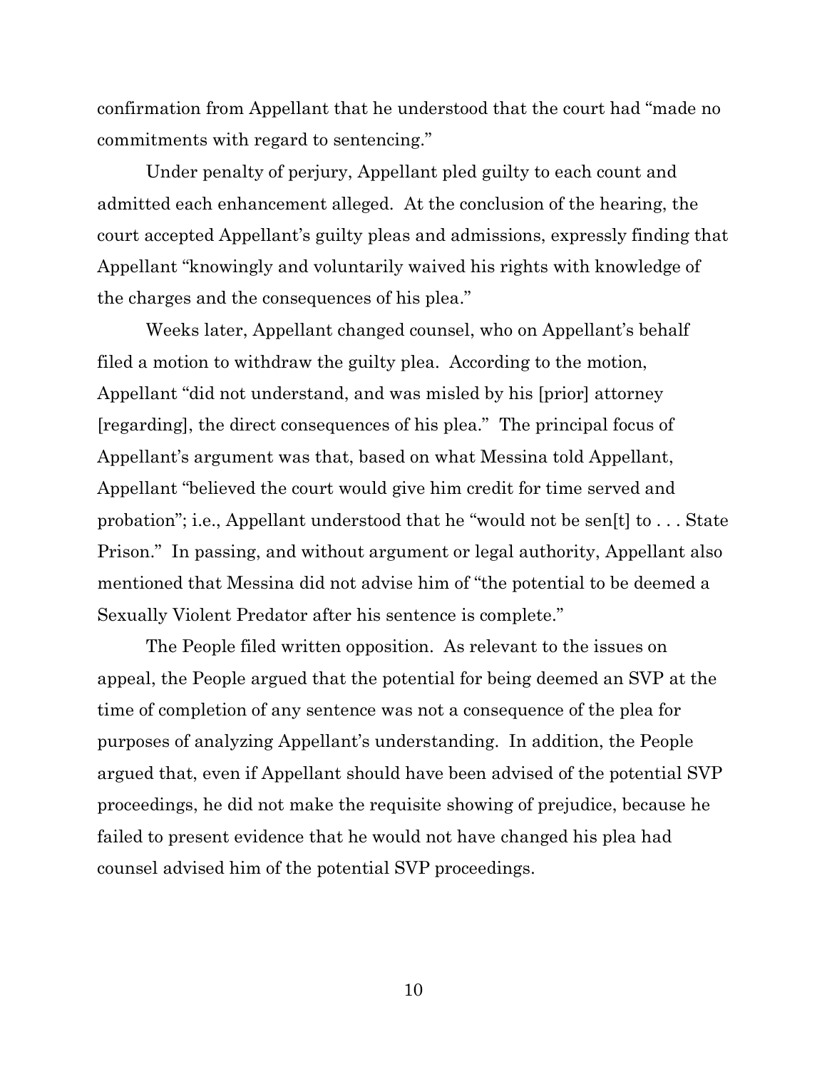confirmation from Appellant that he understood that the court had "made no commitments with regard to sentencing."

Under penalty of perjury, Appellant pled guilty to each count and admitted each enhancement alleged. At the conclusion of the hearing, the court accepted Appellant's guilty pleas and admissions, expressly finding that Appellant "knowingly and voluntarily waived his rights with knowledge of the charges and the consequences of his plea."

Weeks later, Appellant changed counsel, who on Appellant's behalf filed a motion to withdraw the guilty plea. According to the motion, Appellant "did not understand, and was misled by his [prior] attorney [regarding], the direct consequences of his plea." The principal focus of Appellant's argument was that, based on what Messina told Appellant, Appellant "believed the court would give him credit for time served and probation"; i.e., Appellant understood that he "would not be sen[t] to . . . State Prison." In passing, and without argument or legal authority, Appellant also mentioned that Messina did not advise him of "the potential to be deemed a Sexually Violent Predator after his sentence is complete."

The People filed written opposition. As relevant to the issues on appeal, the People argued that the potential for being deemed an SVP at the time of completion of any sentence was not a consequence of the plea for purposes of analyzing Appellant's understanding. In addition, the People argued that, even if Appellant should have been advised of the potential SVP proceedings, he did not make the requisite showing of prejudice, because he failed to present evidence that he would not have changed his plea had counsel advised him of the potential SVP proceedings.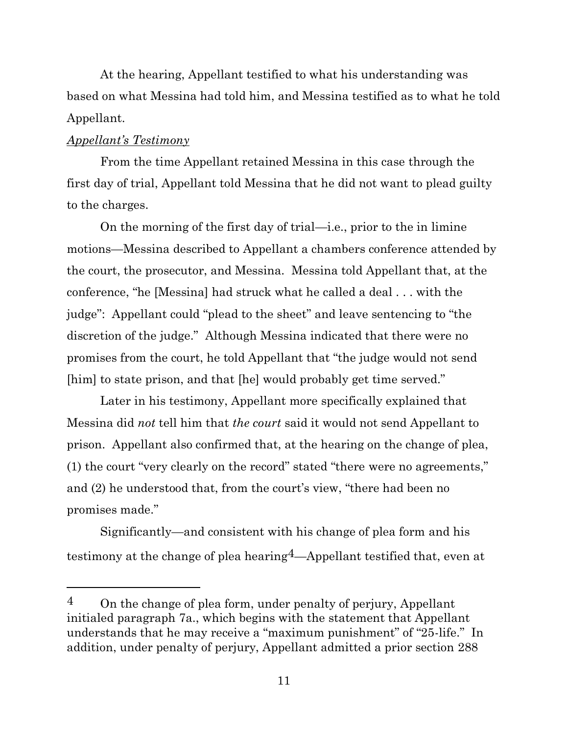At the hearing, Appellant testified to what his understanding was based on what Messina had told him, and Messina testified as to what he told Appellant.

*Appellant's Testimony*

From the time Appellant retained Messina in this case through the first day of trial, Appellant told Messina that he did not want to plead guilty to the charges.

On the morning of the first day of trial—i.e., prior to the in limine motions—Messina described to Appellant a chambers conference attended by the court, the prosecutor, and Messina. Messina told Appellant that, at the conference, "he [Messina] had struck what he called a deal . . . with the judge": Appellant could "plead to the sheet" and leave sentencing to "the discretion of the judge." Although Messina indicated that there were no promises from the court, he told Appellant that "the judge would not send [him] to state prison, and that [he] would probably get time served."

Later in his testimony, Appellant more specifically explained that Messina did *not* tell him that *the court* said it would not send Appellant to prison. Appellant also confirmed that, at the hearing on the change of plea, (1) the court "very clearly on the record" stated "there were no agreements," and (2) he understood that, from the court's view, "there had been no promises made."

Significantly—and consistent with his change of plea form and his testimony at the change of plea hearing[4]—Appellant testified that, even at

---

[4] On the change of plea form, under penalty of perjury, Appellant initialed paragraph 7a., which begins with the statement that Appellant understands that he may receive a "maximum punishment" of "25-life." In addition, under penalty of perjury, Appellant admitted a prior section 288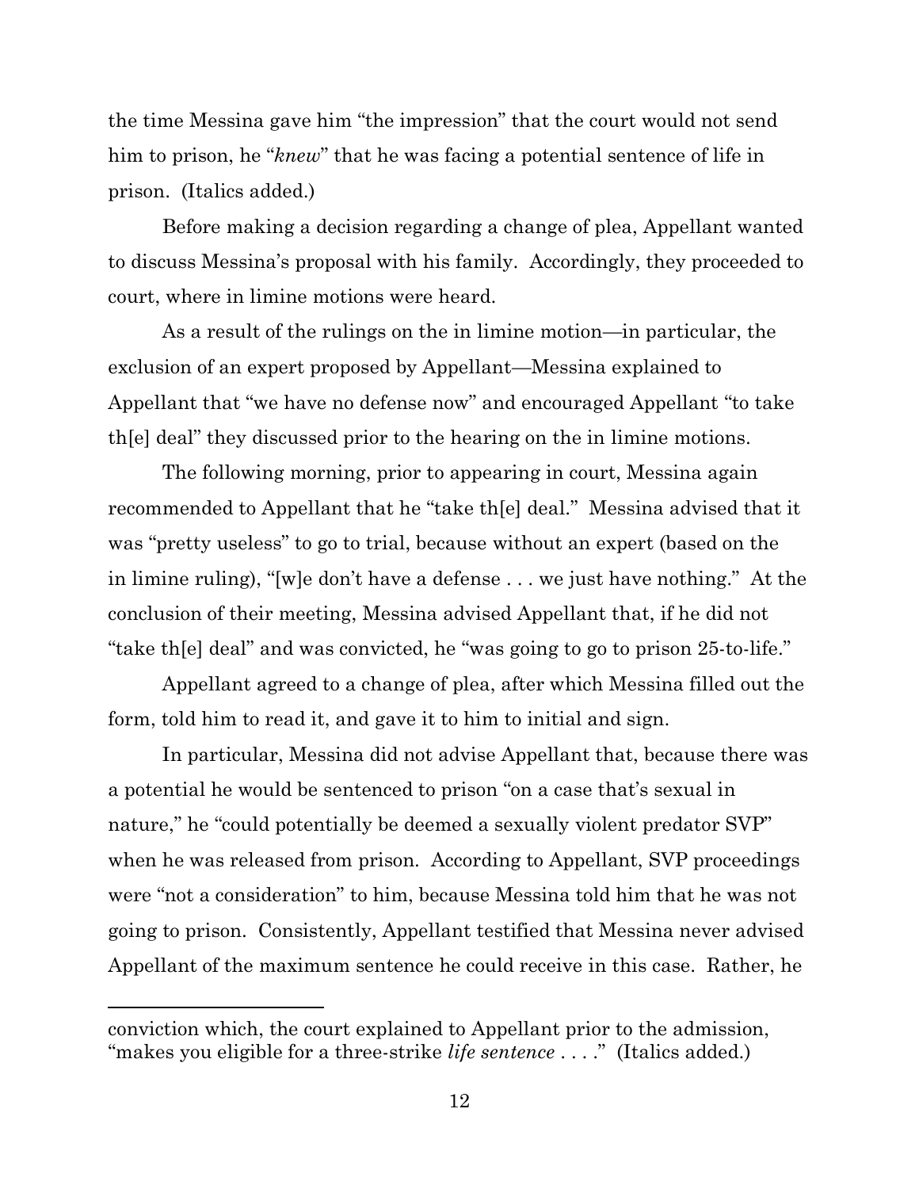the time Messina gave him "the impression" that the court would not send him to prison, he "*knew*" that he was facing a potential sentence of life in prison. (Italics added.)

Before making a decision regarding a change of plea, Appellant wanted to discuss Messina's proposal with his family. Accordingly, they proceeded to court, where in limine motions were heard.

As a result of the rulings on the in limine motion—in particular, the exclusion of an expert proposed by Appellant—Messina explained to Appellant that "we have no defense now" and encouraged Appellant "to take th[e] deal" they discussed prior to the hearing on the in limine motions.

The following morning, prior to appearing in court, Messina again recommended to Appellant that he "take th[e] deal." Messina advised that it was "pretty useless" to go to trial, because without an expert (based on the in limine ruling), "[w]e don't have a defense . . . we just have nothing." At the conclusion of their meeting, Messina advised Appellant that, if he did not "take th[e] deal" and was convicted, he "was going to go to prison 25-to-life."

Appellant agreed to a change of plea, after which Messina filled out the form, told him to read it, and gave it to him to initial and sign.

In particular, Messina did not advise Appellant that, because there was a potential he would be sentenced to prison "on a case that's sexual in nature," he "could potentially be deemed a sexually violent predator SVP" when he was released from prison. According to Appellant, SVP proceedings were "not a consideration" to him, because Messina told him that he was not going to prison. Consistently, Appellant testified that Messina never advised Appellant of the maximum sentence he could receive in this case. Rather, he

---

conviction which, the court explained to Appellant prior to the admission, "makes you eligible for a three-strike *life sentence* . . . ." (Italics added.)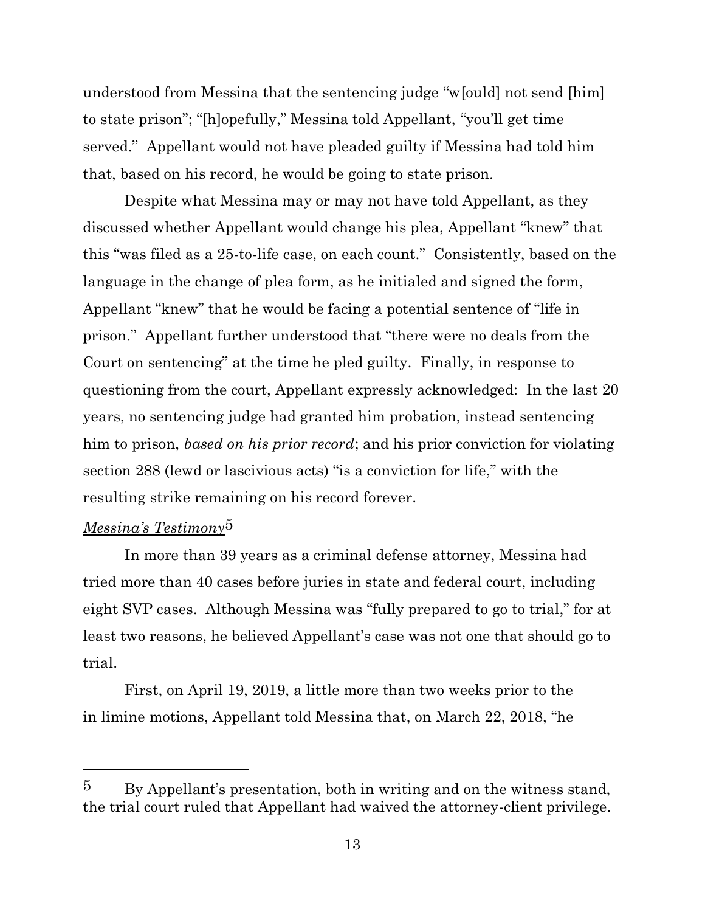understood from Messina that the sentencing judge "w[ould] not send [him] to state prison"; "[h]opefully," Messina told Appellant, "you'll get time served." Appellant would not have pleaded guilty if Messina had told him that, based on his record, he would be going to state prison.

Despite what Messina may or may not have told Appellant, as they discussed whether Appellant would change his plea, Appellant "knew" that this "was filed as a 25-to-life case, on each count." Consistently, based on the language in the change of plea form, as he initialed and signed the form, Appellant "knew" that he would be facing a potential sentence of "life in prison." Appellant further understood that "there were no deals from the Court on sentencing" at the time he pled guilty. Finally, in response to questioning from the court, Appellant expressly acknowledged: In the last 20 years, no sentencing judge had granted him probation, instead sentencing him to prison, *based on his prior record*; and his prior conviction for violating section 288 (lewd or lascivious acts) "is a conviction for life," with the resulting strike remaining on his record forever.

*Messina's Testimony*[5]

In more than 39 years as a criminal defense attorney, Messina had tried more than 40 cases before juries in state and federal court, including eight SVP cases. Although Messina was "fully prepared to go to trial," for at least two reasons, he believed Appellant's case was not one that should go to trial.

First, on April 19, 2019, a little more than two weeks prior to the in limine motions, Appellant told Messina that, on March 22, 2018, "he

---

[5] By Appellant's presentation, both in writing and on the witness stand, the trial court ruled that Appellant had waived the attorney-client privilege.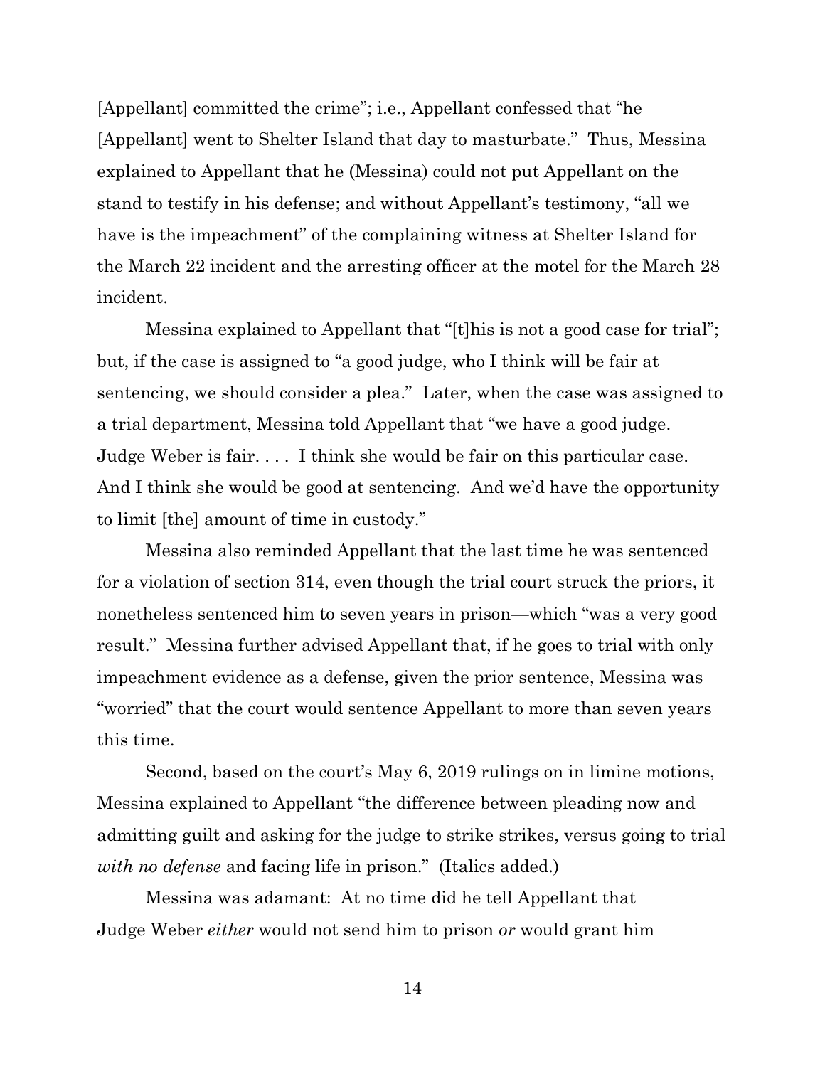[Appellant] committed the crime"; i.e., Appellant confessed that "he [Appellant] went to Shelter Island that day to masturbate." Thus, Messina explained to Appellant that he (Messina) could not put Appellant on the stand to testify in his defense; and without Appellant's testimony, "all we have is the impeachment" of the complaining witness at Shelter Island for the March 22 incident and the arresting officer at the motel for the March 28 incident.

Messina explained to Appellant that "[t]his is not a good case for trial"; but, if the case is assigned to "a good judge, who I think will be fair at sentencing, we should consider a plea." Later, when the case was assigned to a trial department, Messina told Appellant that "we have a good judge. Judge Weber is fair. . . . I think she would be fair on this particular case. And I think she would be good at sentencing. And we'd have the opportunity to limit [the] amount of time in custody."

Messina also reminded Appellant that the last time he was sentenced for a violation of section 314, even though the trial court struck the priors, it nonetheless sentenced him to seven years in prison—which "was a very good result." Messina further advised Appellant that, if he goes to trial with only impeachment evidence as a defense, given the prior sentence, Messina was "worried" that the court would sentence Appellant to more than seven years this time.

Second, based on the court's May 6, 2019 rulings on in limine motions, Messina explained to Appellant "the difference between pleading now and admitting guilt and asking for the judge to strike strikes, versus going to trial *with no defense* and facing life in prison." (Italics added.)

Messina was adamant: At no time did he tell Appellant that Judge Weber *either* would not send him to prison *or* would grant him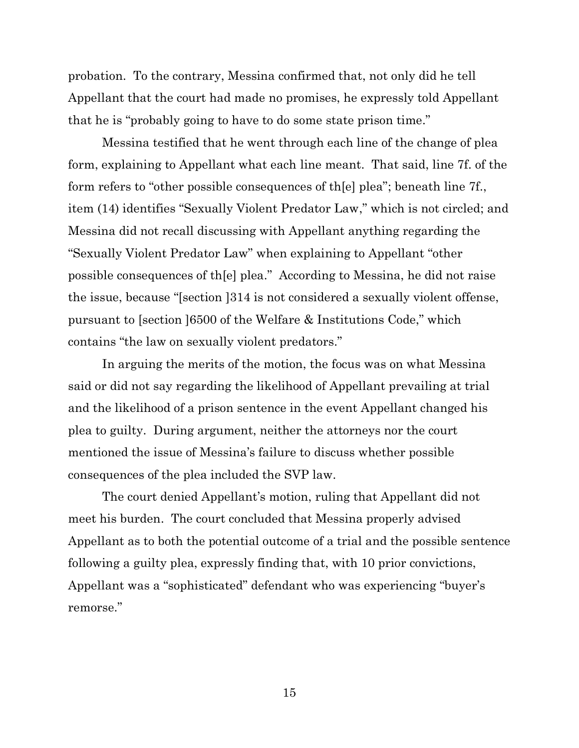probation. To the contrary, Messina confirmed that, not only did he tell Appellant that the court had made no promises, he expressly told Appellant that he is "probably going to have to do some state prison time."

Messina testified that he went through each line of the change of plea form, explaining to Appellant what each line meant. That said, line 7f. of the form refers to "other possible consequences of th[e] plea"; beneath line 7f., item (14) identifies "Sexually Violent Predator Law," which is not circled; and Messina did not recall discussing with Appellant anything regarding the "Sexually Violent Predator Law" when explaining to Appellant "other possible consequences of th[e] plea." According to Messina, he did not raise the issue, because "[section ]314 is not considered a sexually violent offense, pursuant to [section ]6500 of the Welfare & Institutions Code," which contains "the law on sexually violent predators."

In arguing the merits of the motion, the focus was on what Messina said or did not say regarding the likelihood of Appellant prevailing at trial and the likelihood of a prison sentence in the event Appellant changed his plea to guilty. During argument, neither the attorneys nor the court mentioned the issue of Messina's failure to discuss whether possible consequences of the plea included the SVP law.

The court denied Appellant's motion, ruling that Appellant did not meet his burden. The court concluded that Messina properly advised Appellant as to both the potential outcome of a trial and the possible sentence following a guilty plea, expressly finding that, with 10 prior convictions, Appellant was a "sophisticated" defendant who was experiencing "buyer's remorse."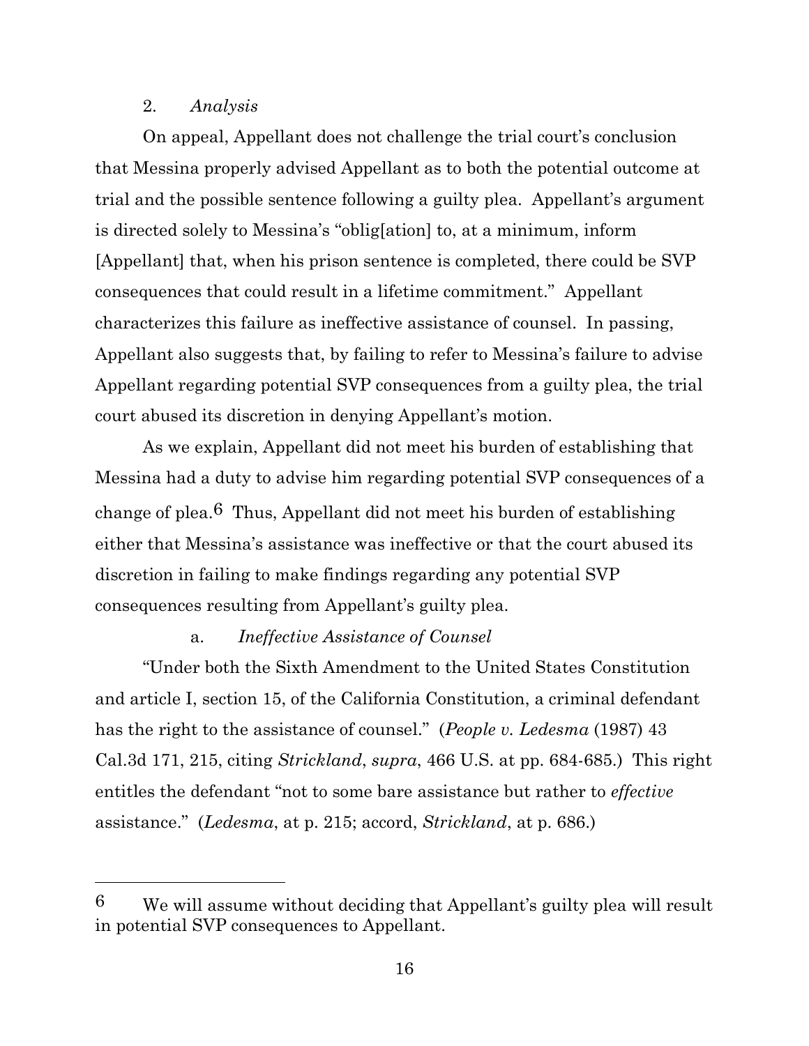2. *Analysis*

On appeal, Appellant does not challenge the trial court's conclusion that Messina properly advised Appellant as to both the potential outcome at trial and the possible sentence following a guilty plea. Appellant's argument is directed solely to Messina's "oblig[ation] to, at a minimum, inform [Appellant] that, when his prison sentence is completed, there could be SVP consequences that could result in a lifetime commitment." Appellant characterizes this failure as ineffective assistance of counsel. In passing, Appellant also suggests that, by failing to refer to Messina's failure to advise Appellant regarding potential SVP consequences from a guilty plea, the trial court abused its discretion in denying Appellant's motion.

As we explain, Appellant did not meet his burden of establishing that Messina had a duty to advise him regarding potential SVP consequences of a change of plea.[6] Thus, Appellant did not meet his burden of establishing either that Messina's assistance was ineffective or that the court abused its discretion in failing to make findings regarding any potential SVP consequences resulting from Appellant's guilty plea.

a. *Ineffective Assistance of Counsel*

"Under both the Sixth Amendment to the United States Constitution and article I, section 15, of the California Constitution, a criminal defendant has the right to the assistance of counsel." (*People v. Ledesma* (1987) 43 Cal.3d 171, 215, citing *Strickland*, *supra*, 466 U.S. at pp. 684-685.) This right entitles the defendant "not to some bare assistance but rather to *effective* assistance." (*Ledesma*, at p. 215; accord, *Strickland*, at p. 686.)

---

[6] We will assume without deciding that Appellant's guilty plea will result in potential SVP consequences to Appellant.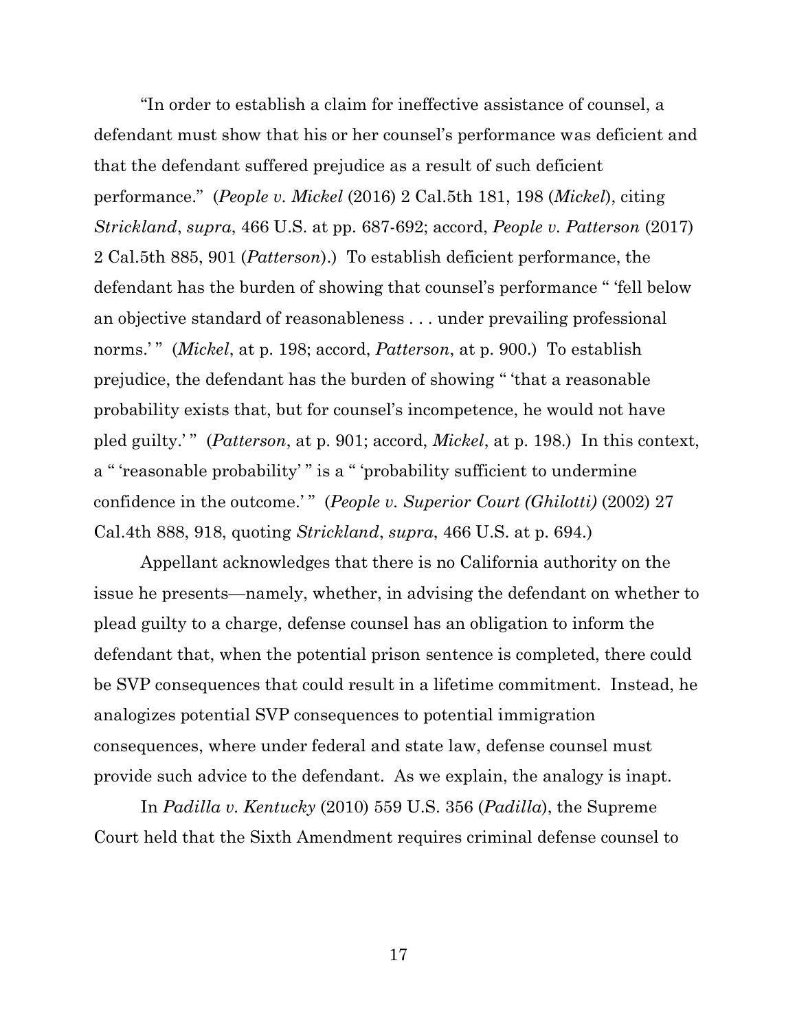"In order to establish a claim for ineffective assistance of counsel, a defendant must show that his or her counsel's performance was deficient and that the defendant suffered prejudice as a result of such deficient performance." (*People v. Mickel* (2016) 2 Cal.5th 181, 198 (*Mickel*), citing *Strickland*, *supra*, 466 U.S. at pp. 687-692; accord, *People v. Patterson* (2017) 2 Cal.5th 885, 901 (*Patterson*).) To establish deficient performance, the defendant has the burden of showing that counsel's performance " 'fell below an objective standard of reasonableness . . . under prevailing professional norms.' " (*Mickel*, at p. 198; accord, *Patterson*, at p. 900.) To establish prejudice, the defendant has the burden of showing " 'that a reasonable probability exists that, but for counsel's incompetence, he would not have pled guilty.' " (*Patterson*, at p. 901; accord, *Mickel*, at p. 198.) In this context, a " 'reasonable probability' " is a " 'probability sufficient to undermine confidence in the outcome.' " (*People v. Superior Court (Ghilotti)* (2002) 27 Cal.4th 888, 918, quoting *Strickland*, *supra*, 466 U.S. at p. 694.)

Appellant acknowledges that there is no California authority on the issue he presents—namely, whether, in advising the defendant on whether to plead guilty to a charge, defense counsel has an obligation to inform the defendant that, when the potential prison sentence is completed, there could be SVP consequences that could result in a lifetime commitment. Instead, he analogizes potential SVP consequences to potential immigration consequences, where under federal and state law, defense counsel must provide such advice to the defendant. As we explain, the analogy is inapt.

In *Padilla v. Kentucky* (2010) 559 U.S. 356 (*Padilla*), the Supreme Court held that the Sixth Amendment requires criminal defense counsel to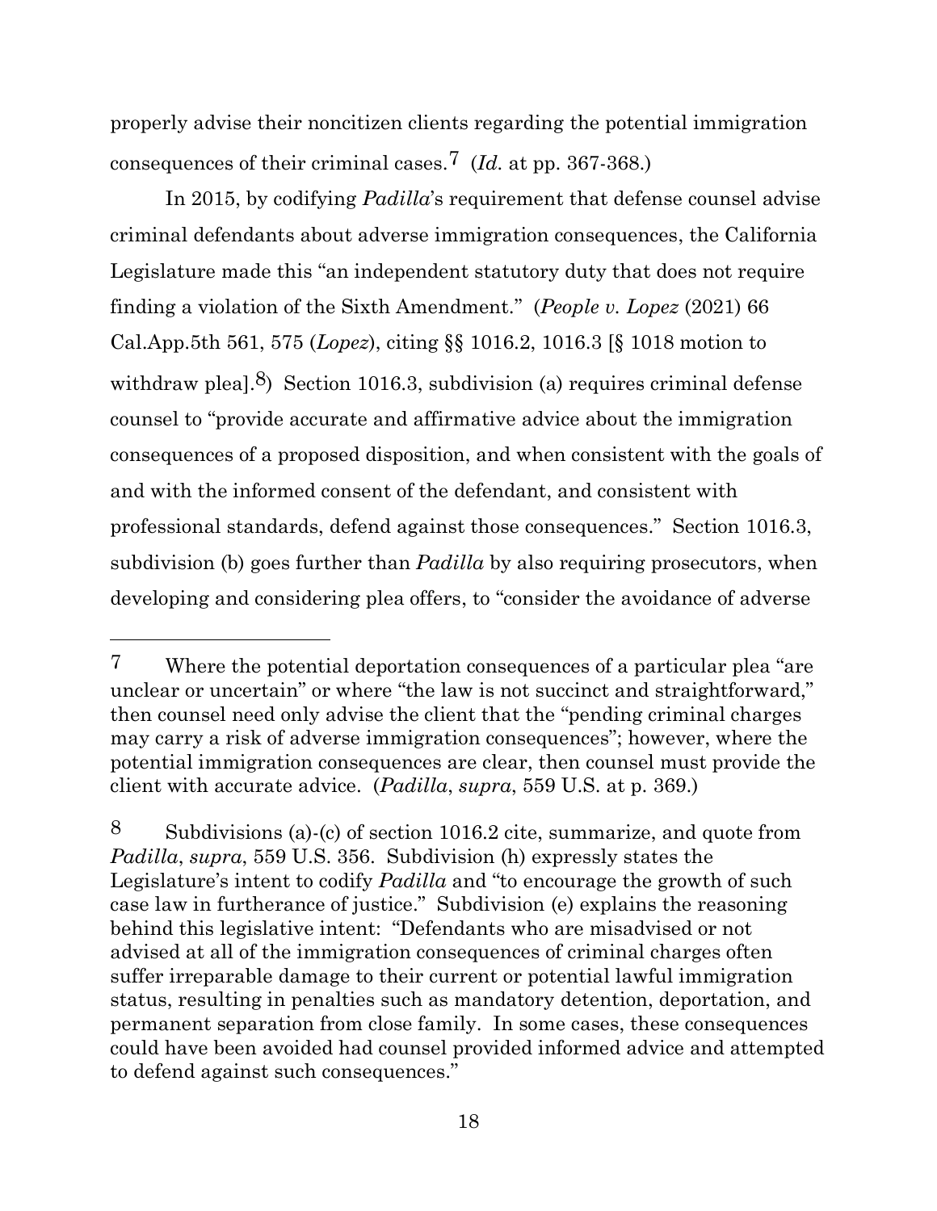properly advise their noncitizen clients regarding the potential immigration consequences of their criminal cases.[7] (*Id.* at pp. 367-368.)

In 2015, by codifying *Padilla*'s requirement that defense counsel advise criminal defendants about adverse immigration consequences, the California Legislature made this "an independent statutory duty that does not require finding a violation of the Sixth Amendment." (*People v. Lopez* (2021) 66 Cal.App.5th 561, 575 (*Lopez*), citing §§ 1016.2, 1016.3 [§ 1018 motion to withdraw plea].[8]) Section 1016.3, subdivision (a) requires criminal defense counsel to "provide accurate and affirmative advice about the immigration consequences of a proposed disposition, and when consistent with the goals of and with the informed consent of the defendant, and consistent with professional standards, defend against those consequences." Section 1016.3, subdivision (b) goes further than *Padilla* by also requiring prosecutors, when developing and considering plea offers, to "consider the avoidance of adverse

---

[7] Where the potential deportation consequences of a particular plea "are unclear or uncertain" or where "the law is not succinct and straightforward," then counsel need only advise the client that the "pending criminal charges may carry a risk of adverse immigration consequences"; however, where the potential immigration consequences are clear, then counsel must provide the client with accurate advice. (*Padilla*, *supra*, 559 U.S. at p. 369.)

[8] Subdivisions (a)-(c) of section 1016.2 cite, summarize, and quote from *Padilla*, *supra*, 559 U.S. 356. Subdivision (h) expressly states the Legislature's intent to codify *Padilla* and "to encourage the growth of such case law in furtherance of justice." Subdivision (e) explains the reasoning behind this legislative intent: "Defendants who are misadvised or not advised at all of the immigration consequences of criminal charges often suffer irreparable damage to their current or potential lawful immigration status, resulting in penalties such as mandatory detention, deportation, and permanent separation from close family. In some cases, these consequences could have been avoided had counsel provided informed advice and attempted to defend against such consequences."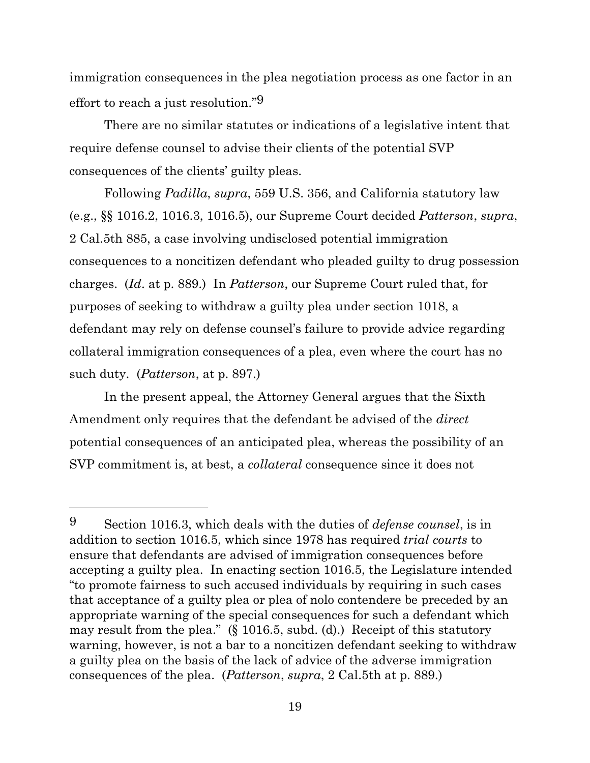immigration consequences in the plea negotiation process as one factor in an effort to reach a just resolution."[9]

There are no similar statutes or indications of a legislative intent that require defense counsel to advise their clients of the potential SVP consequences of the clients' guilty pleas.

Following *Padilla*, *supra*, 559 U.S. 356, and California statutory law (e.g., §§ 1016.2, 1016.3, 1016.5), our Supreme Court decided *Patterson*, *supra*, 2 Cal.5th 885, a case involving undisclosed potential immigration consequences to a noncitizen defendant who pleaded guilty to drug possession charges. (*Id*. at p. 889.) In *Patterson*, our Supreme Court ruled that, for purposes of seeking to withdraw a guilty plea under section 1018, a defendant may rely on defense counsel's failure to provide advice regarding collateral immigration consequences of a plea, even where the court has no such duty. (*Patterson*, at p. 897.)

In the present appeal, the Attorney General argues that the Sixth Amendment only requires that the defendant be advised of the *direct* potential consequences of an anticipated plea, whereas the possibility of an SVP commitment is, at best, a *collateral* consequence since it does not

---

[9] Section 1016.3, which deals with the duties of *defense counsel*, is in addition to section 1016.5, which since 1978 has required *trial courts* to ensure that defendants are advised of immigration consequences before accepting a guilty plea. In enacting section 1016.5, the Legislature intended "to promote fairness to such accused individuals by requiring in such cases that acceptance of a guilty plea or plea of nolo contendere be preceded by an appropriate warning of the special consequences for such a defendant which may result from the plea." (§ 1016.5, subd. (d).) Receipt of this statutory warning, however, is not a bar to a noncitizen defendant seeking to withdraw a guilty plea on the basis of the lack of advice of the adverse immigration consequences of the plea. (*Patterson*, *supra*, 2 Cal.5th at p. 889.)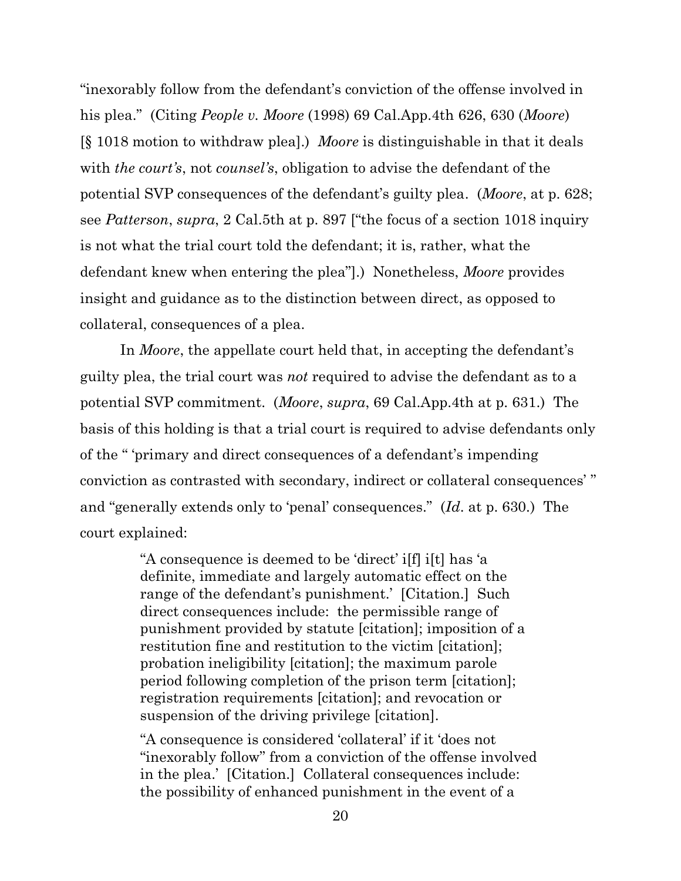"inexorably follow from the defendant's conviction of the offense involved in his plea." (Citing *People v. Moore* (1998) 69 Cal.App.4th 626, 630 (*Moore*) [§ 1018 motion to withdraw plea].) *Moore* is distinguishable in that it deals with *the court's*, not *counsel's*, obligation to advise the defendant of the potential SVP consequences of the defendant's guilty plea. (*Moore*, at p. 628; see *Patterson*, *supra*, 2 Cal.5th at p. 897 ["the focus of a section 1018 inquiry is not what the trial court told the defendant; it is, rather, what the defendant knew when entering the plea"].) Nonetheless, *Moore* provides insight and guidance as to the distinction between direct, as opposed to collateral, consequences of a plea.

In *Moore*, the appellate court held that, in accepting the defendant's guilty plea, the trial court was *not* required to advise the defendant as to a potential SVP commitment. (*Moore*, *supra*, 69 Cal.App.4th at p. 631.) The basis of this holding is that a trial court is required to advise defendants only of the " 'primary and direct consequences of a defendant's impending conviction as contrasted with secondary, indirect or collateral consequences' " and "generally extends only to 'penal' consequences." (*Id*. at p. 630.) The court explained:

> "A consequence is deemed to be 'direct' i[f] i[t] has 'a definite, immediate and largely automatic effect on the range of the defendant's punishment.' [Citation.] Such direct consequences include: the permissible range of punishment provided by statute [citation]; imposition of a restitution fine and restitution to the victim [citation]; probation ineligibility [citation]; the maximum parole period following completion of the prison term [citation]; registration requirements [citation]; and revocation or suspension of the driving privilege [citation].
>
> "A consequence is considered 'collateral' if it 'does not "inexorably follow" from a conviction of the offense involved in the plea.' [Citation.] Collateral consequences include: the possibility of enhanced punishment in the event of a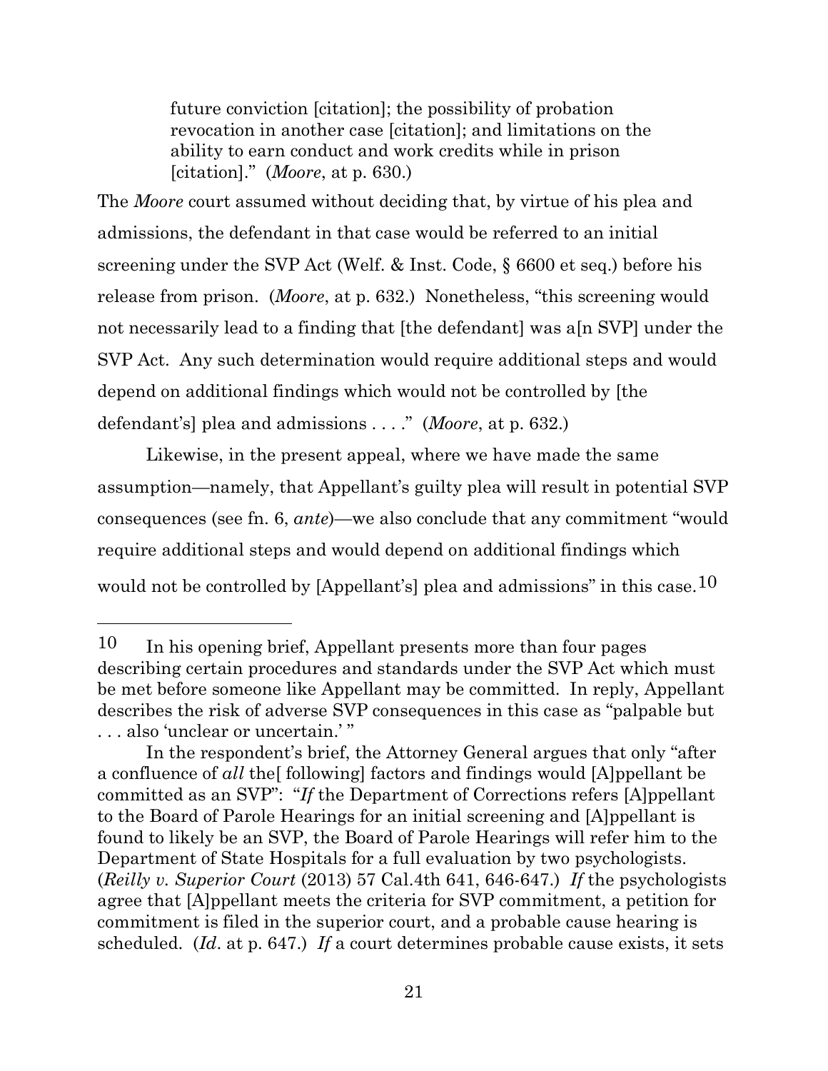> future conviction [citation]; the possibility of probation revocation in another case [citation]; and limitations on the ability to earn conduct and work credits while in prison [citation]." (*Moore*, at p. 630.)

The *Moore* court assumed without deciding that, by virtue of his plea and admissions, the defendant in that case would be referred to an initial screening under the SVP Act (Welf. & Inst. Code, § 6600 et seq.) before his release from prison. (*Moore*, at p. 632.) Nonetheless, "this screening would not necessarily lead to a finding that [the defendant] was a[n SVP] under the SVP Act. Any such determination would require additional steps and would depend on additional findings which would not be controlled by [the defendant's] plea and admissions . . . ." (*Moore*, at p. 632.)

Likewise, in the present appeal, where we have made the same assumption—namely, that Appellant's guilty plea will result in potential SVP consequences (see fn. 6, *ante*)—we also conclude that any commitment "would require additional steps and would depend on additional findings which would not be controlled by [Appellant's] plea and admissions" in this case.[10]

---

[10] In his opening brief, Appellant presents more than four pages describing certain procedures and standards under the SVP Act which must be met before someone like Appellant may be committed. In reply, Appellant describes the risk of adverse SVP consequences in this case as "palpable but . . . also 'unclear or uncertain.' "

In the respondent's brief, the Attorney General argues that only "after a confluence of *all* the[ following] factors and findings would [A]ppellant be committed as an SVP": "*If* the Department of Corrections refers [A]ppellant to the Board of Parole Hearings for an initial screening and [A]ppellant is found to likely be an SVP, the Board of Parole Hearings will refer him to the Department of State Hospitals for a full evaluation by two psychologists. (*Reilly v. Superior Court* (2013) 57 Cal.4th 641, 646-647.) *If* the psychologists agree that [A]ppellant meets the criteria for SVP commitment, a petition for commitment is filed in the superior court, and a probable cause hearing is scheduled. (*Id*. at p. 647.) *If* a court determines probable cause exists, it sets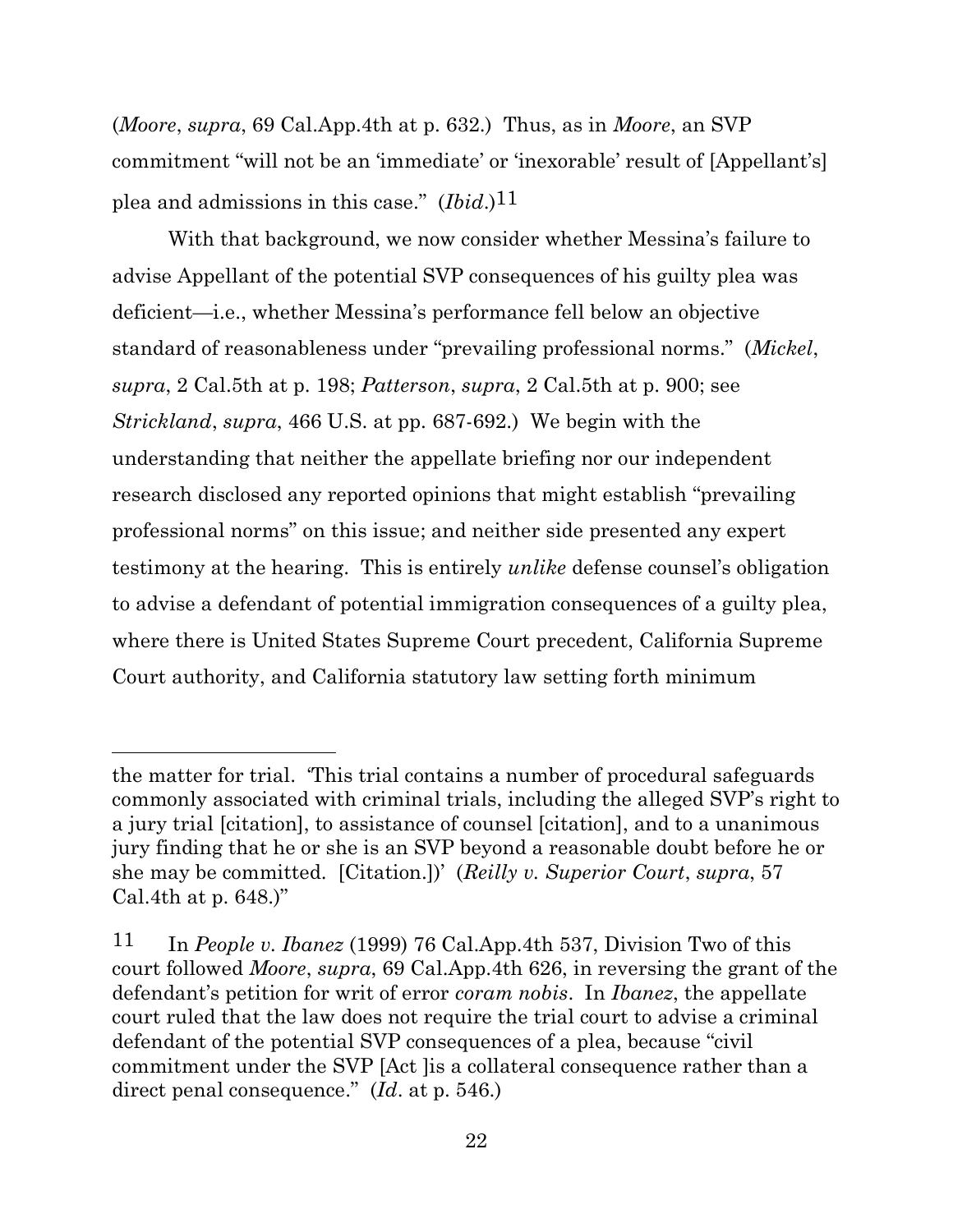(*Moore*, *supra*, 69 Cal.App.4th at p. 632.) Thus, as in *Moore*, an SVP commitment "will not be an 'immediate' or 'inexorable' result of [Appellant's] plea and admissions in this case." (*Ibid*.)[11]

With that background, we now consider whether Messina's failure to advise Appellant of the potential SVP consequences of his guilty plea was deficient—i.e., whether Messina's performance fell below an objective standard of reasonableness under "prevailing professional norms." (*Mickel*, *supra*, 2 Cal.5th at p. 198; *Patterson*, *supra*, 2 Cal.5th at p. 900; see *Strickland*, *supra*, 466 U.S. at pp. 687-692.) We begin with the understanding that neither the appellate briefing nor our independent research disclosed any reported opinions that might establish "prevailing professional norms" on this issue; and neither side presented any expert testimony at the hearing. This is entirely *unlike* defense counsel's obligation to advise a defendant of potential immigration consequences of a guilty plea, where there is United States Supreme Court precedent, California Supreme Court authority, and California statutory law setting forth minimum

---

the matter for trial. 'This trial contains a number of procedural safeguards commonly associated with criminal trials, including the alleged SVP's right to a jury trial [citation], to assistance of counsel [citation], and to a unanimous jury finding that he or she is an SVP beyond a reasonable doubt before he or she may be committed. [Citation.])' (*Reilly v. Superior Court*, *supra*, 57 Cal.4th at p. 648.)"

[11] In *People v. Ibanez* (1999) 76 Cal.App.4th 537, Division Two of this court followed *Moore*, *supra*, 69 Cal.App.4th 626, in reversing the grant of the defendant's petition for writ of error *coram nobis*. In *Ibanez*, the appellate court ruled that the law does not require the trial court to advise a criminal defendant of the potential SVP consequences of a plea, because "civil commitment under the SVP [Act ]is a collateral consequence rather than a direct penal consequence." (*Id*. at p. 546.)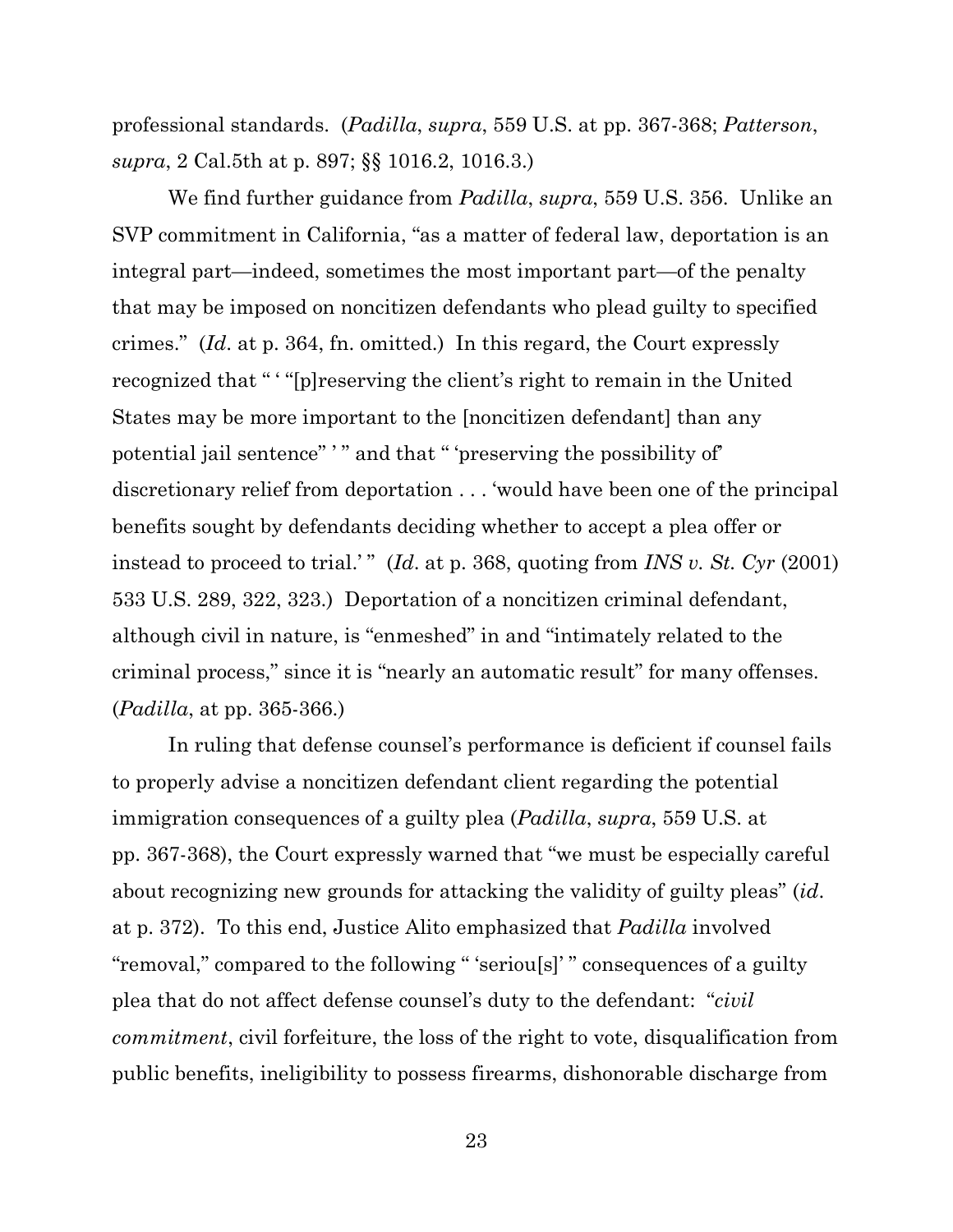professional standards. (*Padilla*, *supra*, 559 U.S. at pp. 367-368; *Patterson*, *supra*, 2 Cal.5th at p. 897; §§ 1016.2, 1016.3.)

We find further guidance from *Padilla*, *supra*, 559 U.S. 356. Unlike an SVP commitment in California, "as a matter of federal law, deportation is an integral part—indeed, sometimes the most important part—of the penalty that may be imposed on noncitizen defendants who plead guilty to specified crimes." (*Id*. at p. 364, fn. omitted.) In this regard, the Court expressly recognized that " ' "[p]reserving the client's right to remain in the United States may be more important to the [noncitizen defendant] than any potential jail sentence" ' " and that " 'preserving the possibility of' discretionary relief from deportation . . . 'would have been one of the principal benefits sought by defendants deciding whether to accept a plea offer or instead to proceed to trial.' " (*Id*. at p. 368, quoting from *INS v. St. Cyr* (2001) 533 U.S. 289, 322, 323.) Deportation of a noncitizen criminal defendant, although civil in nature, is "enmeshed" in and "intimately related to the criminal process," since it is "nearly an automatic result" for many offenses. (*Padilla*, at pp. 365-366.)

In ruling that defense counsel's performance is deficient if counsel fails to properly advise a noncitizen defendant client regarding the potential immigration consequences of a guilty plea (*Padilla*, *supra*, 559 U.S. at pp. 367-368), the Court expressly warned that "we must be especially careful about recognizing new grounds for attacking the validity of guilty pleas" (*id*. at p. 372). To this end, Justice Alito emphasized that *Padilla* involved "removal," compared to the following " 'seriou[s]' " consequences of a guilty plea that do not affect defense counsel's duty to the defendant: "*civil commitment*, civil forfeiture, the loss of the right to vote, disqualification from public benefits, ineligibility to possess firearms, dishonorable discharge from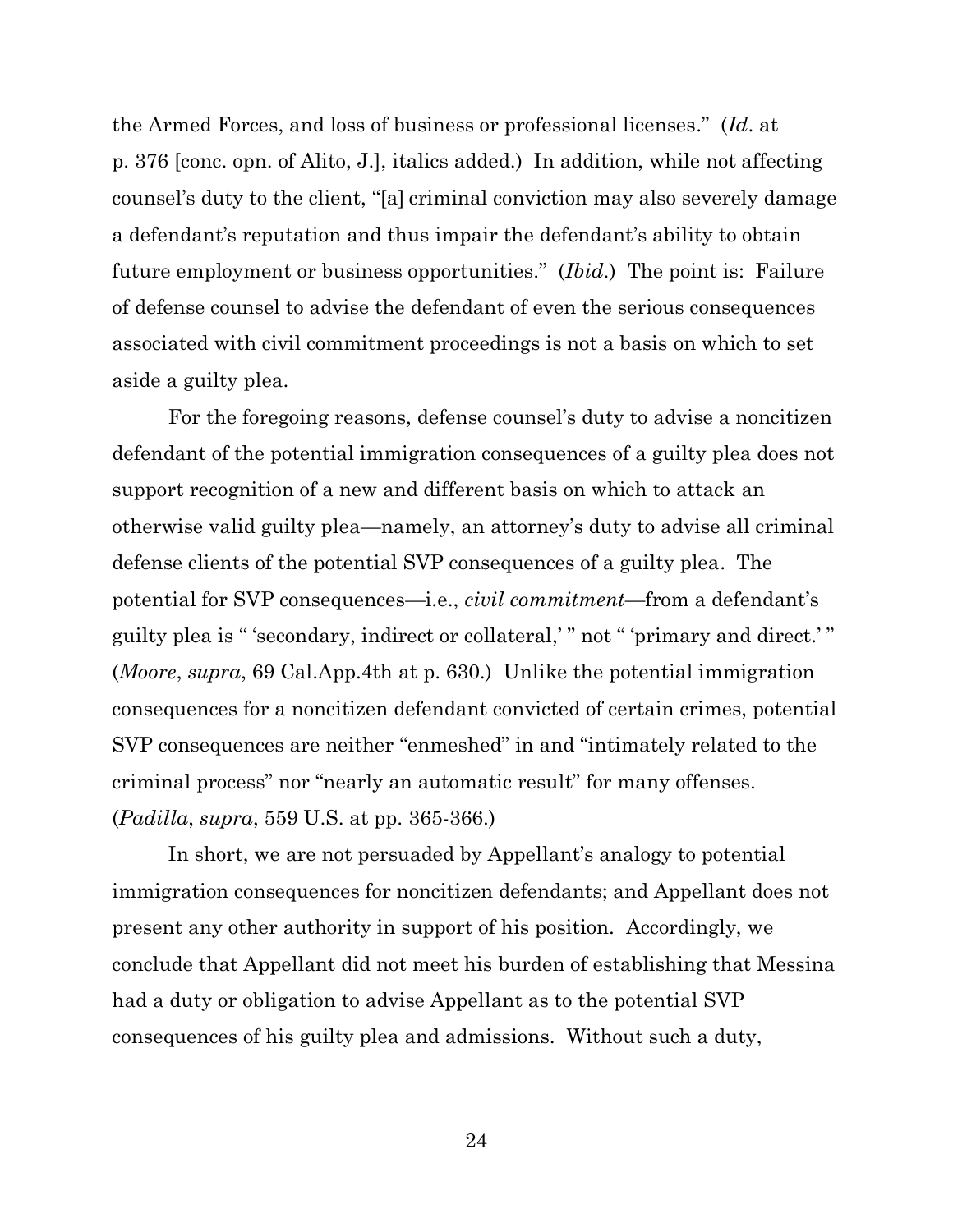the Armed Forces, and loss of business or professional licenses." (*Id*. at p. 376 [conc. opn. of Alito, J.], italics added.) In addition, while not affecting counsel's duty to the client, "[a] criminal conviction may also severely damage a defendant's reputation and thus impair the defendant's ability to obtain future employment or business opportunities." (*Ibid*.) The point is: Failure of defense counsel to advise the defendant of even the serious consequences associated with civil commitment proceedings is not a basis on which to set aside a guilty plea.

For the foregoing reasons, defense counsel's duty to advise a noncitizen defendant of the potential immigration consequences of a guilty plea does not support recognition of a new and different basis on which to attack an otherwise valid guilty plea—namely, an attorney's duty to advise all criminal defense clients of the potential SVP consequences of a guilty plea. The potential for SVP consequences—i.e., *civil commitment*—from a defendant's guilty plea is " 'secondary, indirect or collateral,' " not " 'primary and direct.' " (*Moore*, *supra*, 69 Cal.App.4th at p. 630.) Unlike the potential immigration consequences for a noncitizen defendant convicted of certain crimes, potential SVP consequences are neither "enmeshed" in and "intimately related to the criminal process" nor "nearly an automatic result" for many offenses. (*Padilla*, *supra*, 559 U.S. at pp. 365-366.)

In short, we are not persuaded by Appellant's analogy to potential immigration consequences for noncitizen defendants; and Appellant does not present any other authority in support of his position. Accordingly, we conclude that Appellant did not meet his burden of establishing that Messina had a duty or obligation to advise Appellant as to the potential SVP consequences of his guilty plea and admissions. Without such a duty,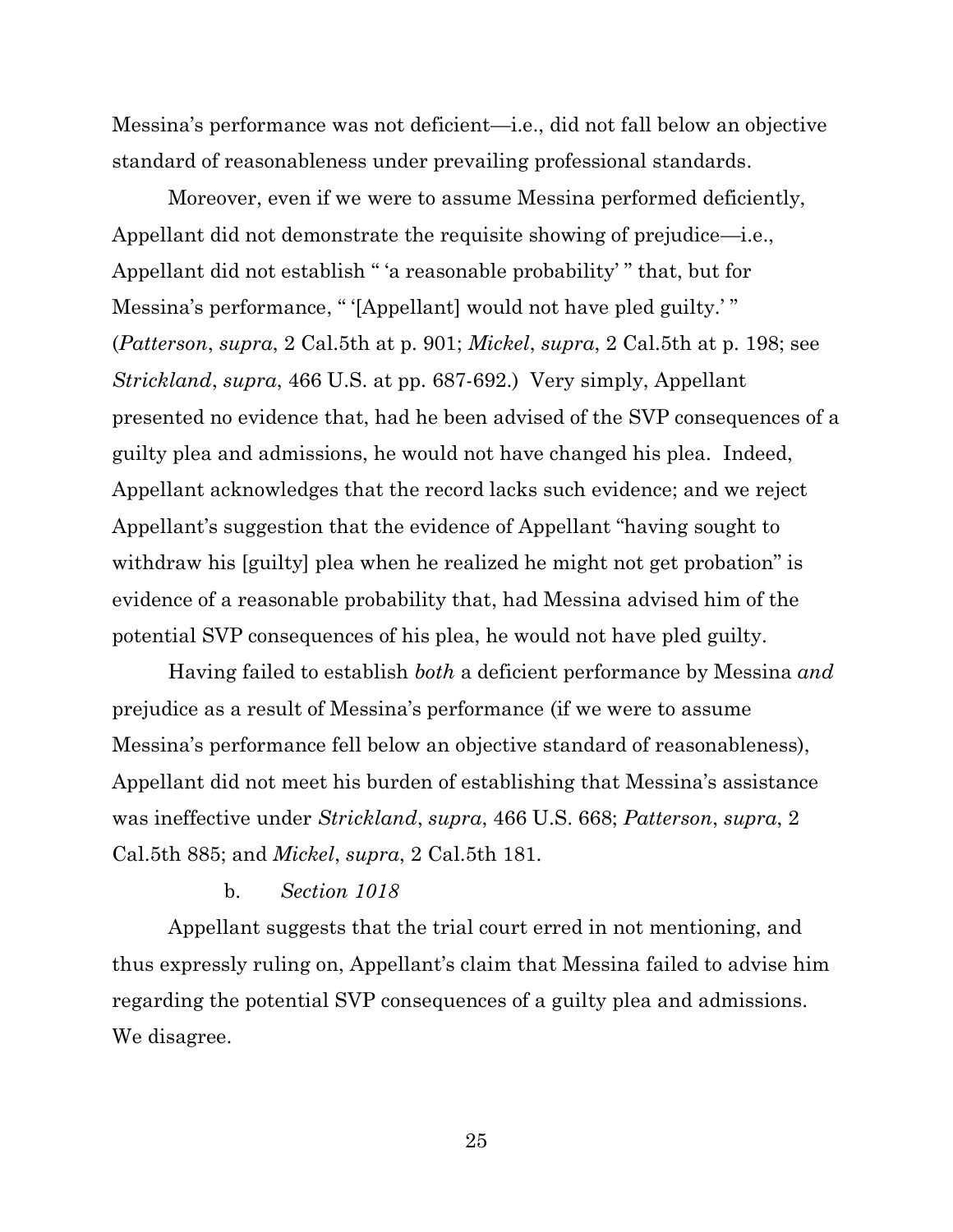Messina's performance was not deficient—i.e., did not fall below an objective standard of reasonableness under prevailing professional standards.

Moreover, even if we were to assume Messina performed deficiently, Appellant did not demonstrate the requisite showing of prejudice—i.e., Appellant did not establish " 'a reasonable probability' " that, but for Messina's performance, " '[Appellant] would not have pled guilty.' " (*Patterson*, *supra*, 2 Cal.5th at p. 901; *Mickel*, *supra*, 2 Cal.5th at p. 198; see *Strickland*, *supra*, 466 U.S. at pp. 687-692.) Very simply, Appellant presented no evidence that, had he been advised of the SVP consequences of a guilty plea and admissions, he would not have changed his plea. Indeed, Appellant acknowledges that the record lacks such evidence; and we reject Appellant's suggestion that the evidence of Appellant "having sought to withdraw his [guilty] plea when he realized he might not get probation" is evidence of a reasonable probability that, had Messina advised him of the potential SVP consequences of his plea, he would not have pled guilty.

Having failed to establish *both* a deficient performance by Messina *and* prejudice as a result of Messina's performance (if we were to assume Messina's performance fell below an objective standard of reasonableness), Appellant did not meet his burden of establishing that Messina's assistance was ineffective under *Strickland*, *supra*, 466 U.S. 668; *Patterson*, *supra*, 2 Cal.5th 885; and *Mickel*, *supra*, 2 Cal.5th 181.

b. *Section 1018*

Appellant suggests that the trial court erred in not mentioning, and thus expressly ruling on, Appellant's claim that Messina failed to advise him regarding the potential SVP consequences of a guilty plea and admissions. We disagree.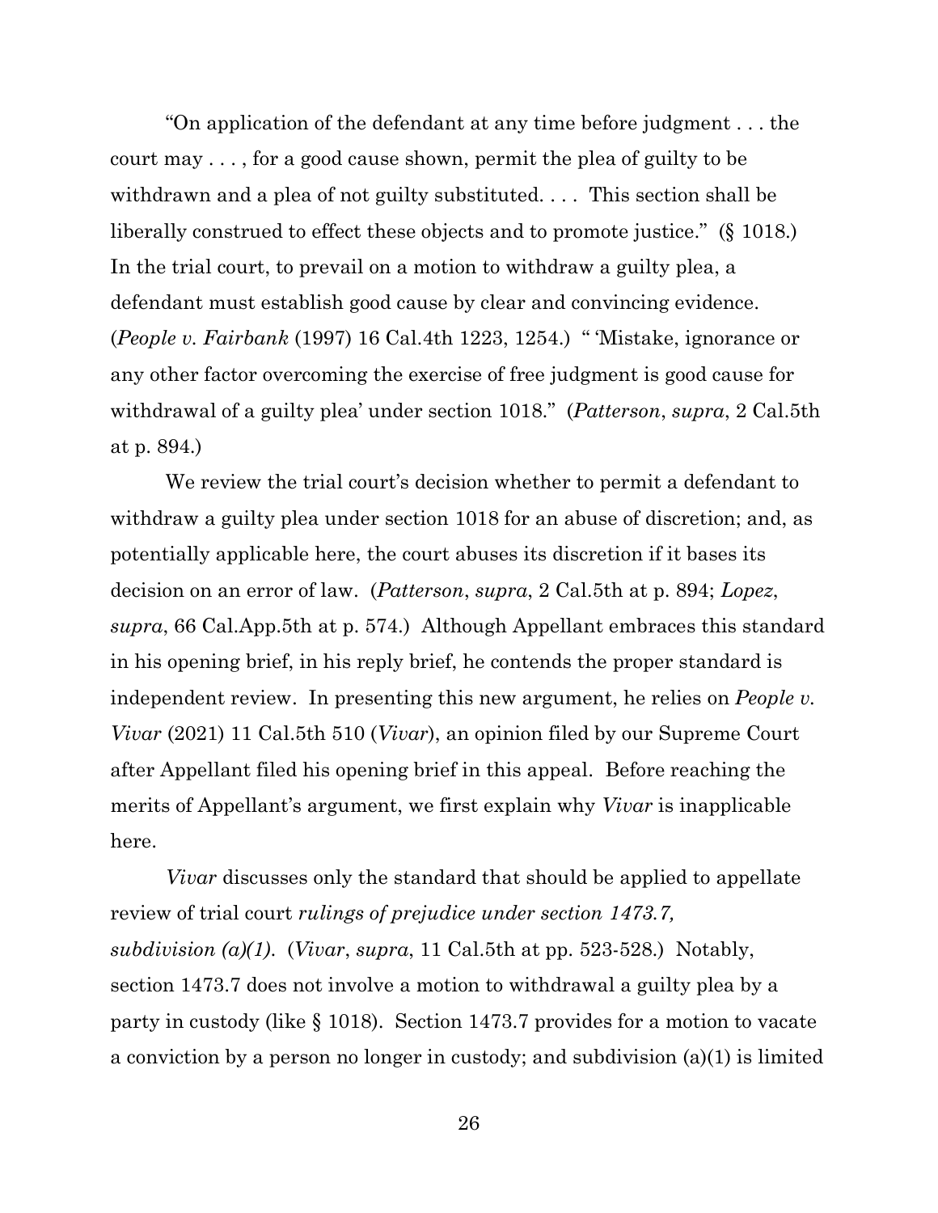"On application of the defendant at any time before judgment . . . the court may . . . , for a good cause shown, permit the plea of guilty to be withdrawn and a plea of not guilty substituted. . . . This section shall be liberally construed to effect these objects and to promote justice." (§ 1018.) In the trial court, to prevail on a motion to withdraw a guilty plea, a defendant must establish good cause by clear and convincing evidence. (*People v. Fairbank* (1997) 16 Cal.4th 1223, 1254.) " 'Mistake, ignorance or any other factor overcoming the exercise of free judgment is good cause for withdrawal of a guilty plea' under section 1018." (*Patterson*, *supra*, 2 Cal.5th at p. 894.)

We review the trial court's decision whether to permit a defendant to withdraw a guilty plea under section 1018 for an abuse of discretion; and, as potentially applicable here, the court abuses its discretion if it bases its decision on an error of law. (*Patterson*, *supra*, 2 Cal.5th at p. 894; *Lopez*, *supra*, 66 Cal.App.5th at p. 574.) Although Appellant embraces this standard in his opening brief, in his reply brief, he contends the proper standard is independent review. In presenting this new argument, he relies on *People v. Vivar* (2021) 11 Cal.5th 510 (*Vivar*), an opinion filed by our Supreme Court after Appellant filed his opening brief in this appeal. Before reaching the merits of Appellant's argument, we first explain why *Vivar* is inapplicable here.

*Vivar* discusses only the standard that should be applied to appellate review of trial court *rulings of prejudice under section 1473.7, subdivision (a)(1)*. (*Vivar*, *supra*, 11 Cal.5th at pp. 523-528.) Notably, section 1473.7 does not involve a motion to withdrawal a guilty plea by a party in custody (like § 1018). Section 1473.7 provides for a motion to vacate a conviction by a person no longer in custody; and subdivision (a)(1) is limited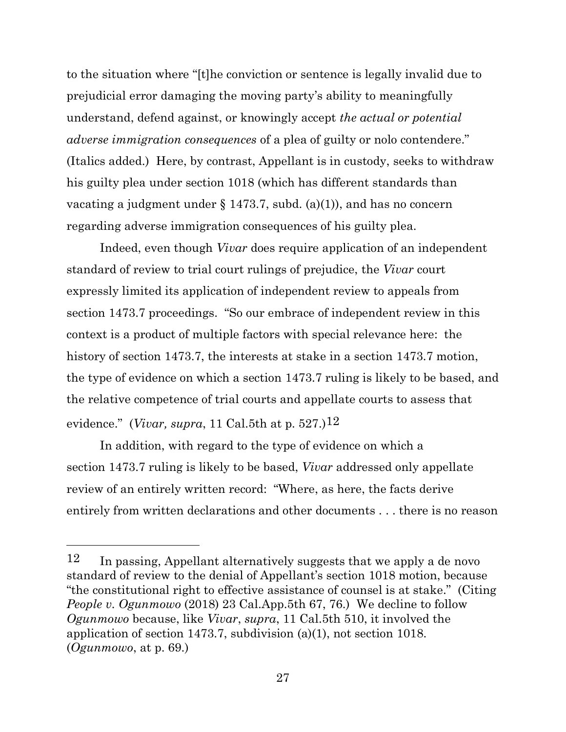to the situation where "[t]he conviction or sentence is legally invalid due to prejudicial error damaging the moving party's ability to meaningfully understand, defend against, or knowingly accept *the actual or potential adverse immigration consequences* of a plea of guilty or nolo contendere." (Italics added.) Here, by contrast, Appellant is in custody, seeks to withdraw his guilty plea under section 1018 (which has different standards than vacating a judgment under § 1473.7, subd. (a)(1)), and has no concern regarding adverse immigration consequences of his guilty plea.

Indeed, even though *Vivar* does require application of an independent standard of review to trial court rulings of prejudice, the *Vivar* court expressly limited its application of independent review to appeals from section 1473.7 proceedings. "So our embrace of independent review in this context is a product of multiple factors with special relevance here: the history of section 1473.7, the interests at stake in a section 1473.7 motion, the type of evidence on which a section 1473.7 ruling is likely to be based, and the relative competence of trial courts and appellate courts to assess that evidence." (*Vivar, supra*, 11 Cal.5th at p. 527.)[12]

In addition, with regard to the type of evidence on which a section 1473.7 ruling is likely to be based, *Vivar* addressed only appellate review of an entirely written record: "Where, as here, the facts derive entirely from written declarations and other documents . . . there is no reason

---

[12] In passing, Appellant alternatively suggests that we apply a de novo standard of review to the denial of Appellant's section 1018 motion, because "the constitutional right to effective assistance of counsel is at stake." (Citing *People v. Ogunmowo* (2018) 23 Cal.App.5th 67, 76.) We decline to follow *Ogunmowo* because, like *Vivar*, *supra*, 11 Cal.5th 510, it involved the application of section 1473.7, subdivision (a)(1), not section 1018. (*Ogunmowo*, at p. 69.)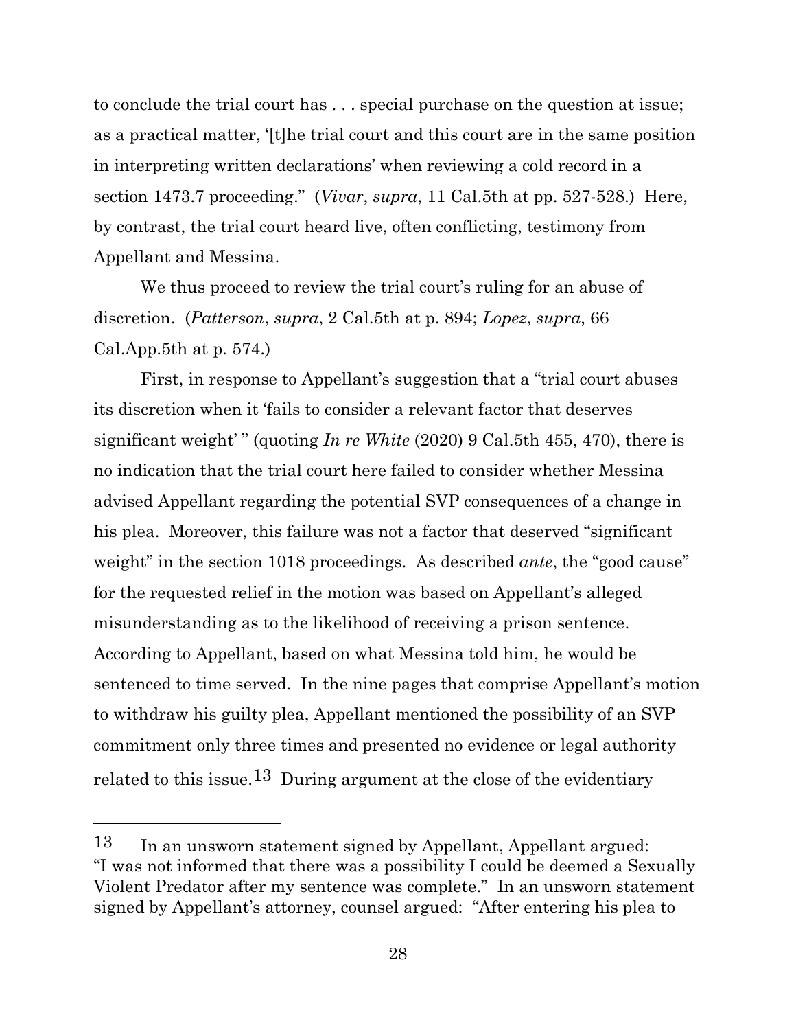to conclude the trial court has . . . special purchase on the question at issue; as a practical matter, '[t]he trial court and this court are in the same position in interpreting written declarations' when reviewing a cold record in a section 1473.7 proceeding." (*Vivar*, *supra*, 11 Cal.5th at pp. 527-528.) Here, by contrast, the trial court heard live, often conflicting, testimony from Appellant and Messina.

We thus proceed to review the trial court's ruling for an abuse of discretion. (*Patterson*, *supra*, 2 Cal.5th at p. 894; *Lopez*, *supra*, 66 Cal.App.5th at p. 574.)

First, in response to Appellant's suggestion that a "trial court abuses its discretion when it 'fails to consider a relevant factor that deserves significant weight' " (quoting *In re White* (2020) 9 Cal.5th 455, 470), there is no indication that the trial court here failed to consider whether Messina advised Appellant regarding the potential SVP consequences of a change in his plea. Moreover, this failure was not a factor that deserved "significant weight" in the section 1018 proceedings. As described *ante*, the "good cause" for the requested relief in the motion was based on Appellant's alleged misunderstanding as to the likelihood of receiving a prison sentence. According to Appellant, based on what Messina told him, he would be sentenced to time served. In the nine pages that comprise Appellant's motion to withdraw his guilty plea, Appellant mentioned the possibility of an SVP commitment only three times and presented no evidence or legal authority related to this issue.[13] During argument at the close of the evidentiary

---

[13] In an unsworn statement signed by Appellant, Appellant argued: "I was not informed that there was a possibility I could be deemed a Sexually Violent Predator after my sentence was complete." In an unsworn statement signed by Appellant's attorney, counsel argued: "After entering his plea to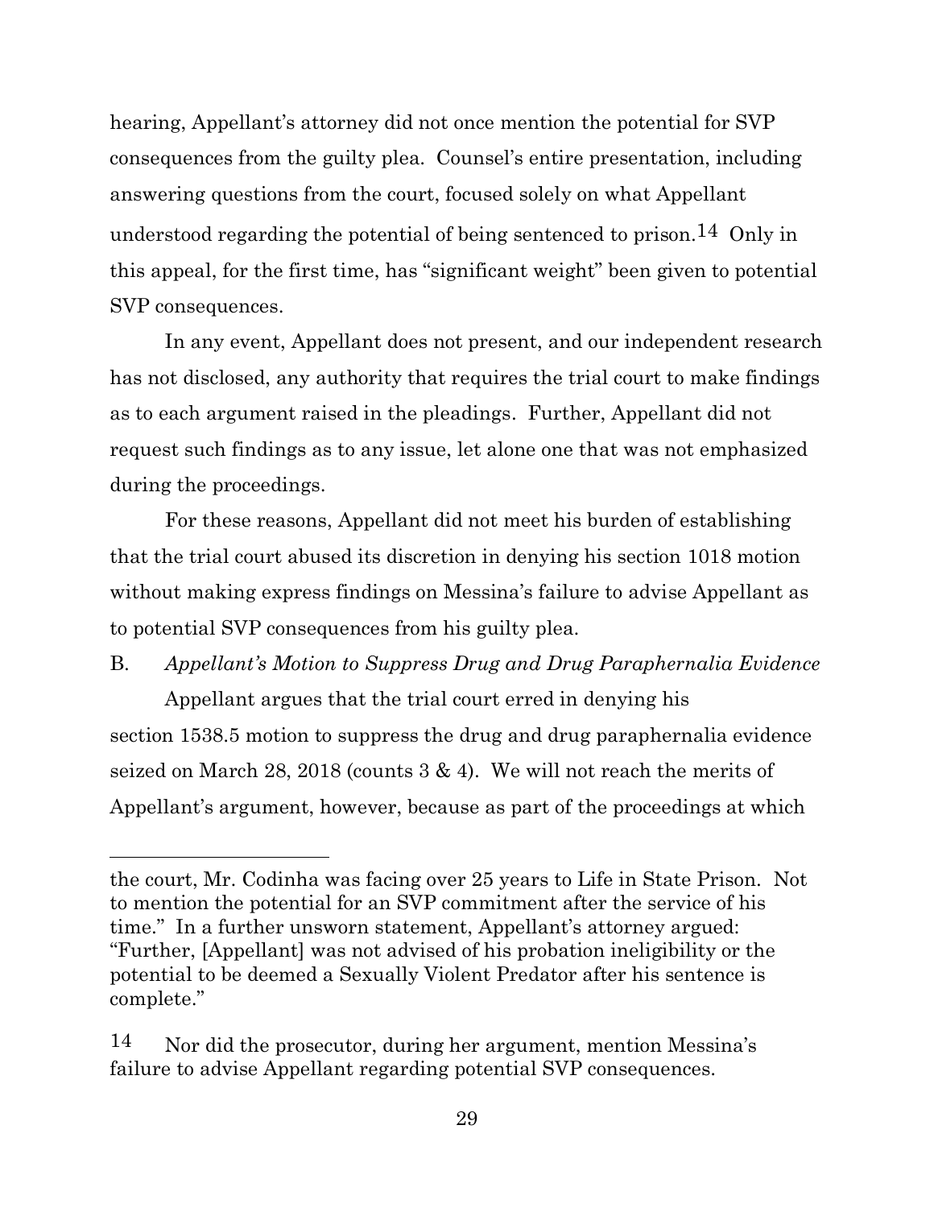hearing, Appellant's attorney did not once mention the potential for SVP consequences from the guilty plea. Counsel's entire presentation, including answering questions from the court, focused solely on what Appellant understood regarding the potential of being sentenced to prison.[14] Only in this appeal, for the first time, has "significant weight" been given to potential SVP consequences.

In any event, Appellant does not present, and our independent research has not disclosed, any authority that requires the trial court to make findings as to each argument raised in the pleadings. Further, Appellant did not request such findings as to any issue, let alone one that was not emphasized during the proceedings.

For these reasons, Appellant did not meet his burden of establishing that the trial court abused its discretion in denying his section 1018 motion without making express findings on Messina's failure to advise Appellant as to potential SVP consequences from his guilty plea.

B. *Appellant's Motion to Suppress Drug and Drug Paraphernalia Evidence*

Appellant argues that the trial court erred in denying his section 1538.5 motion to suppress the drug and drug paraphernalia evidence seized on March 28, 2018 (counts 3 & 4). We will not reach the merits of Appellant's argument, however, because as part of the proceedings at which

---

the court, Mr. Codinha was facing over 25 years to Life in State Prison. Not to mention the potential for an SVP commitment after the service of his time." In a further unsworn statement, Appellant's attorney argued: "Further, [Appellant] was not advised of his probation ineligibility or the potential to be deemed a Sexually Violent Predator after his sentence is complete."

[14] Nor did the prosecutor, during her argument, mention Messina's failure to advise Appellant regarding potential SVP consequences.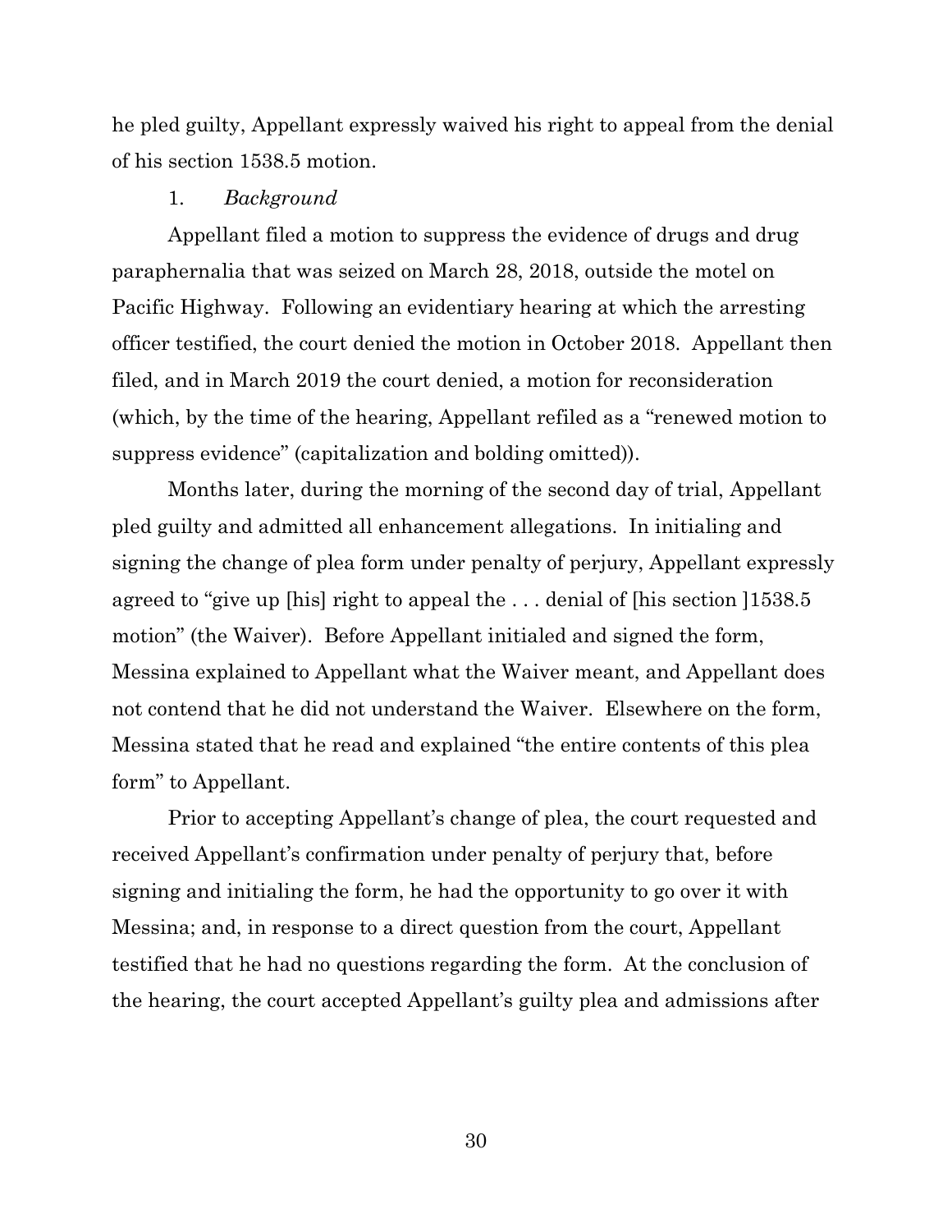he pled guilty, Appellant expressly waived his right to appeal from the denial of his section 1538.5 motion.

1. *Background*

Appellant filed a motion to suppress the evidence of drugs and drug paraphernalia that was seized on March 28, 2018, outside the motel on Pacific Highway. Following an evidentiary hearing at which the arresting officer testified, the court denied the motion in October 2018. Appellant then filed, and in March 2019 the court denied, a motion for reconsideration (which, by the time of the hearing, Appellant refiled as a "renewed motion to suppress evidence" (capitalization and bolding omitted)).

Months later, during the morning of the second day of trial, Appellant pled guilty and admitted all enhancement allegations. In initialing and signing the change of plea form under penalty of perjury, Appellant expressly agreed to "give up [his] right to appeal the . . . denial of [his section ]1538.5 motion" (the Waiver). Before Appellant initialed and signed the form, Messina explained to Appellant what the Waiver meant, and Appellant does not contend that he did not understand the Waiver. Elsewhere on the form, Messina stated that he read and explained "the entire contents of this plea form" to Appellant.

Prior to accepting Appellant's change of plea, the court requested and received Appellant's confirmation under penalty of perjury that, before signing and initialing the form, he had the opportunity to go over it with Messina; and, in response to a direct question from the court, Appellant testified that he had no questions regarding the form. At the conclusion of the hearing, the court accepted Appellant's guilty plea and admissions after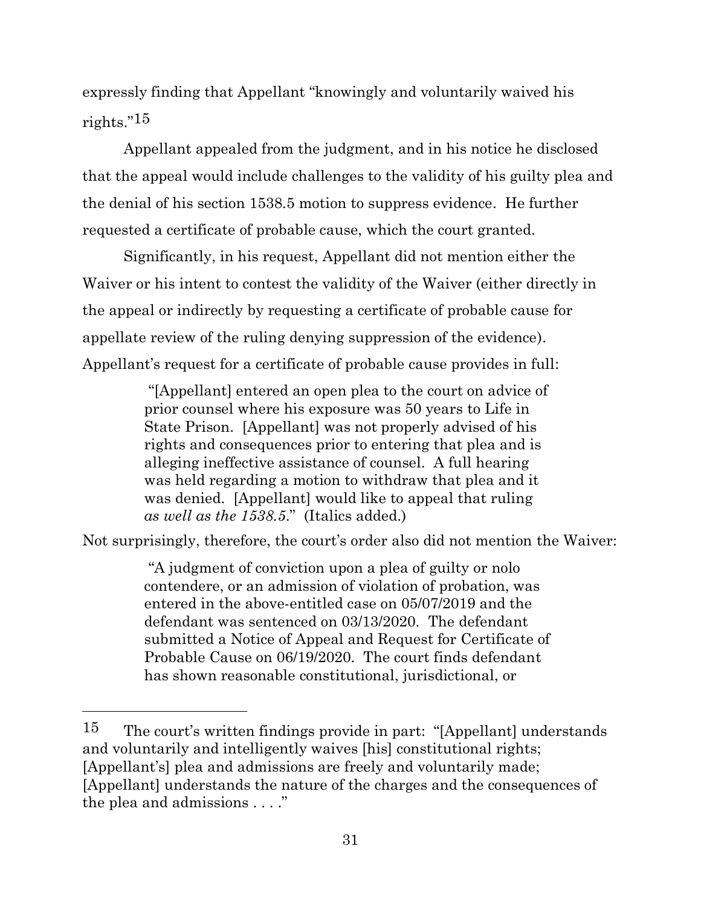expressly finding that Appellant "knowingly and voluntarily waived his rights."[15]

Appellant appealed from the judgment, and in his notice he disclosed that the appeal would include challenges to the validity of his guilty plea and the denial of his section 1538.5 motion to suppress evidence. He further requested a certificate of probable cause, which the court granted.

Significantly, in his request, Appellant did not mention either the Waiver or his intent to contest the validity of the Waiver (either directly in the appeal or indirectly by requesting a certificate of probable cause for appellate review of the ruling denying suppression of the evidence). Appellant's request for a certificate of probable cause provides in full:

> "[Appellant] entered an open plea to the court on advice of prior counsel where his exposure was 50 years to Life in State Prison. [Appellant] was not properly advised of his rights and consequences prior to entering that plea and is alleging ineffective assistance of counsel. A full hearing was held regarding a motion to withdraw that plea and it was denied. [Appellant] would like to appeal that ruling *as well as the 1538.5*." (Italics added.)

Not surprisingly, therefore, the court's order also did not mention the Waiver:

> "A judgment of conviction upon a plea of guilty or nolo contendere, or an admission of violation of probation, was entered in the above-entitled case on 05/07/2019 and the defendant was sentenced on 03/13/2020. The defendant submitted a Notice of Appeal and Request for Certificate of Probable Cause on 06/19/2020. The court finds defendant has shown reasonable constitutional, jurisdictional, or

---

[15] The court's written findings provide in part: "[Appellant] understands and voluntarily and intelligently waives [his] constitutional rights; [Appellant's] plea and admissions are freely and voluntarily made; [Appellant] understands the nature of the charges and the consequences of the plea and admissions . . . ."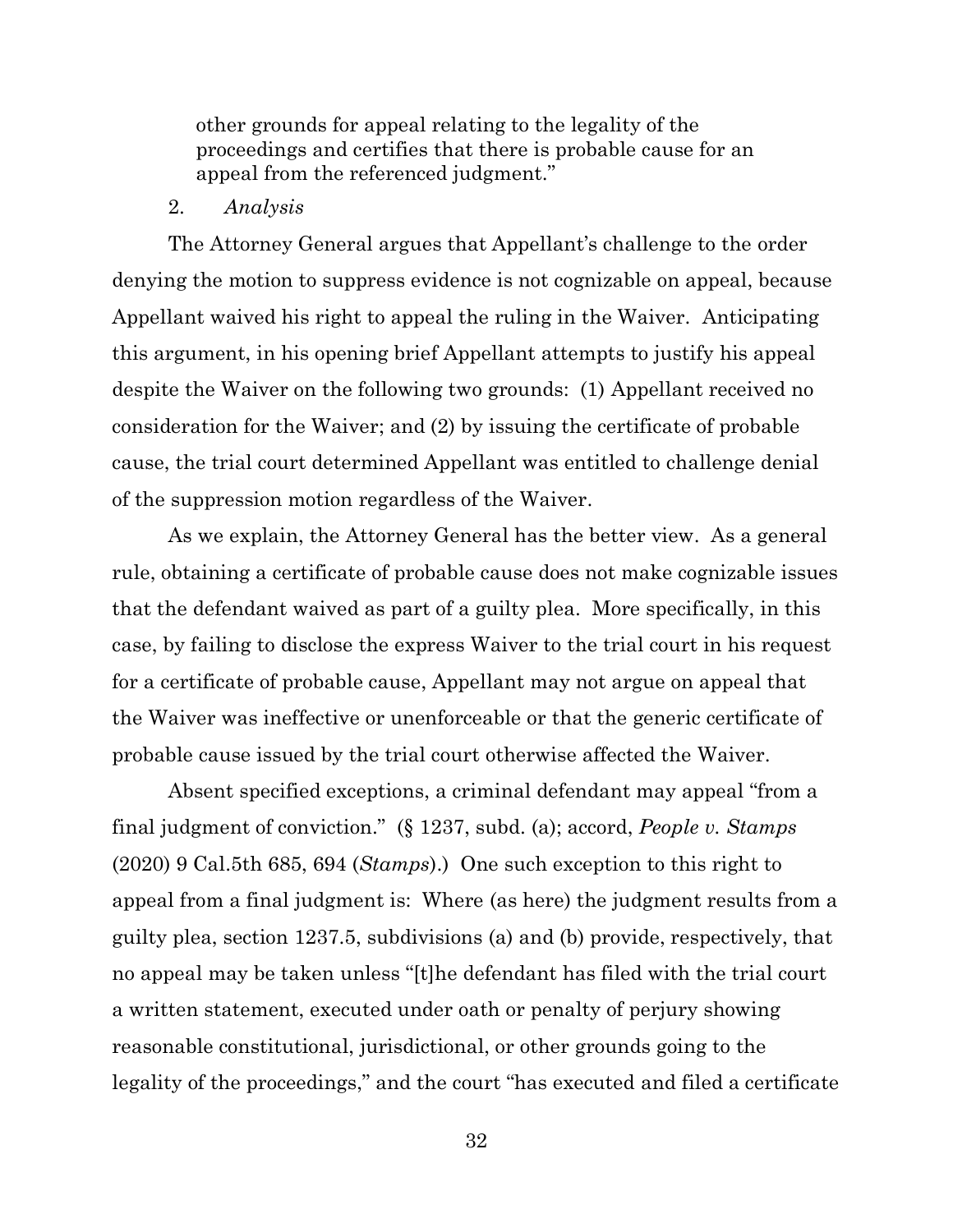> other grounds for appeal relating to the legality of the proceedings and certifies that there is probable cause for an appeal from the referenced judgment."

2. *Analysis*

The Attorney General argues that Appellant's challenge to the order denying the motion to suppress evidence is not cognizable on appeal, because Appellant waived his right to appeal the ruling in the Waiver. Anticipating this argument, in his opening brief Appellant attempts to justify his appeal despite the Waiver on the following two grounds: (1) Appellant received no consideration for the Waiver; and (2) by issuing the certificate of probable cause, the trial court determined Appellant was entitled to challenge denial of the suppression motion regardless of the Waiver.

As we explain, the Attorney General has the better view. As a general rule, obtaining a certificate of probable cause does not make cognizable issues that the defendant waived as part of a guilty plea. More specifically, in this case, by failing to disclose the express Waiver to the trial court in his request for a certificate of probable cause, Appellant may not argue on appeal that the Waiver was ineffective or unenforceable or that the generic certificate of probable cause issued by the trial court otherwise affected the Waiver.

Absent specified exceptions, a criminal defendant may appeal "from a final judgment of conviction." (§ 1237, subd. (a); accord, *People v. Stamps* (2020) 9 Cal.5th 685, 694 (*Stamps*).) One such exception to this right to appeal from a final judgment is: Where (as here) the judgment results from a guilty plea, section 1237.5, subdivisions (a) and (b) provide, respectively, that no appeal may be taken unless "[t]he defendant has filed with the trial court a written statement, executed under oath or penalty of perjury showing reasonable constitutional, jurisdictional, or other grounds going to the legality of the proceedings," and the court "has executed and filed a certificate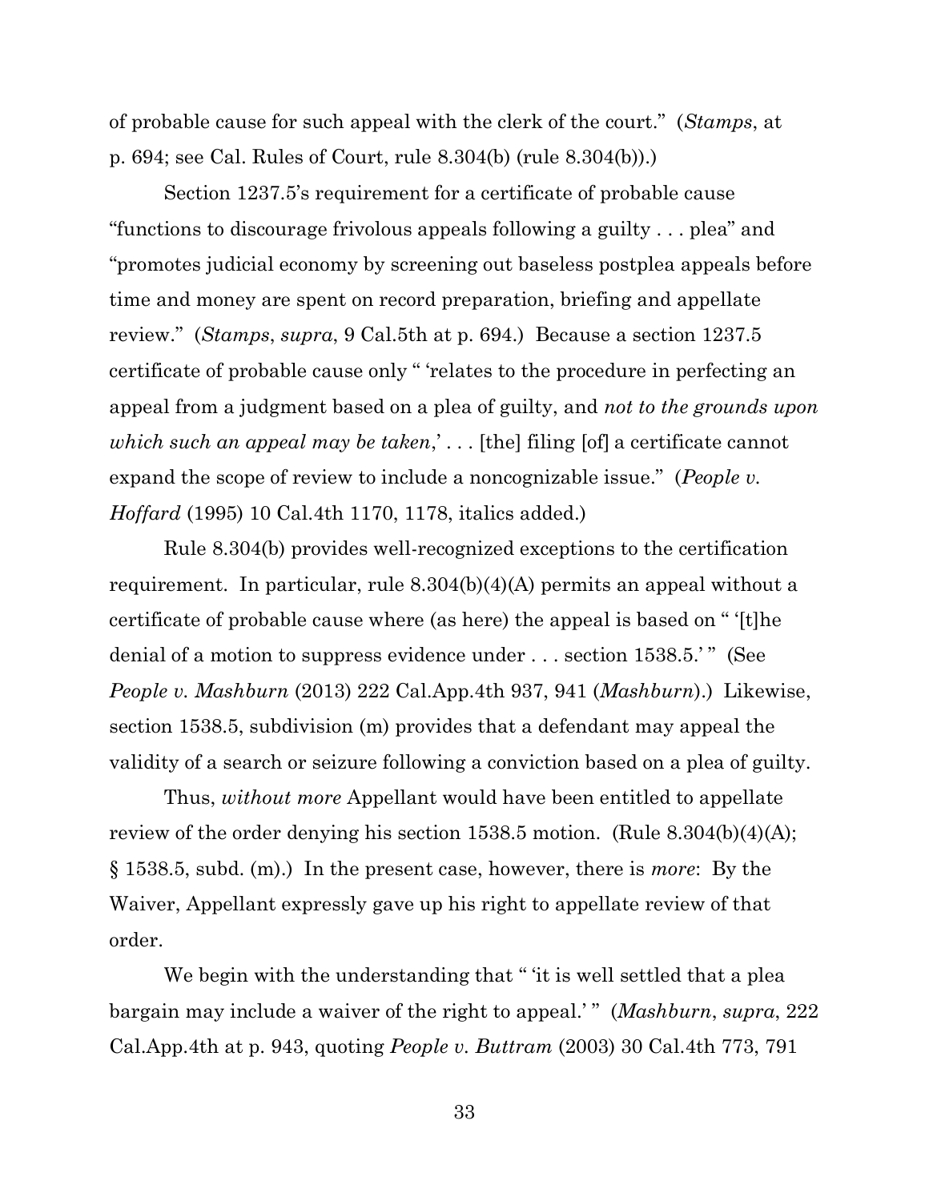of probable cause for such appeal with the clerk of the court." (*Stamps*, at p. 694; see Cal. Rules of Court, rule 8.304(b) (rule 8.304(b)).)

Section 1237.5's requirement for a certificate of probable cause "functions to discourage frivolous appeals following a guilty . . . plea" and "promotes judicial economy by screening out baseless postplea appeals before time and money are spent on record preparation, briefing and appellate review." (*Stamps*, *supra*, 9 Cal.5th at p. 694.) Because a section 1237.5 certificate of probable cause only " 'relates to the procedure in perfecting an appeal from a judgment based on a plea of guilty, and *not to the grounds upon which such an appeal may be taken*,' . . . [the] filing [of] a certificate cannot expand the scope of review to include a noncognizable issue." (*People v. Hoffard* (1995) 10 Cal.4th 1170, 1178, italics added.)

Rule 8.304(b) provides well-recognized exceptions to the certification requirement. In particular, rule 8.304(b)(4)(A) permits an appeal without a certificate of probable cause where (as here) the appeal is based on " '[t]he denial of a motion to suppress evidence under . . . section 1538.5.' " (See *People v. Mashburn* (2013) 222 Cal.App.4th 937, 941 (*Mashburn*).) Likewise, section 1538.5, subdivision (m) provides that a defendant may appeal the validity of a search or seizure following a conviction based on a plea of guilty.

Thus, *without more* Appellant would have been entitled to appellate review of the order denying his section 1538.5 motion. (Rule 8.304(b)(4)(A); § 1538.5, subd. (m).) In the present case, however, there is *more*: By the Waiver, Appellant expressly gave up his right to appellate review of that order.

We begin with the understanding that " 'it is well settled that a plea bargain may include a waiver of the right to appeal.' " (*Mashburn*, *supra*, 222 Cal.App.4th at p. 943, quoting *People v. Buttram* (2003) 30 Cal.4th 773, 791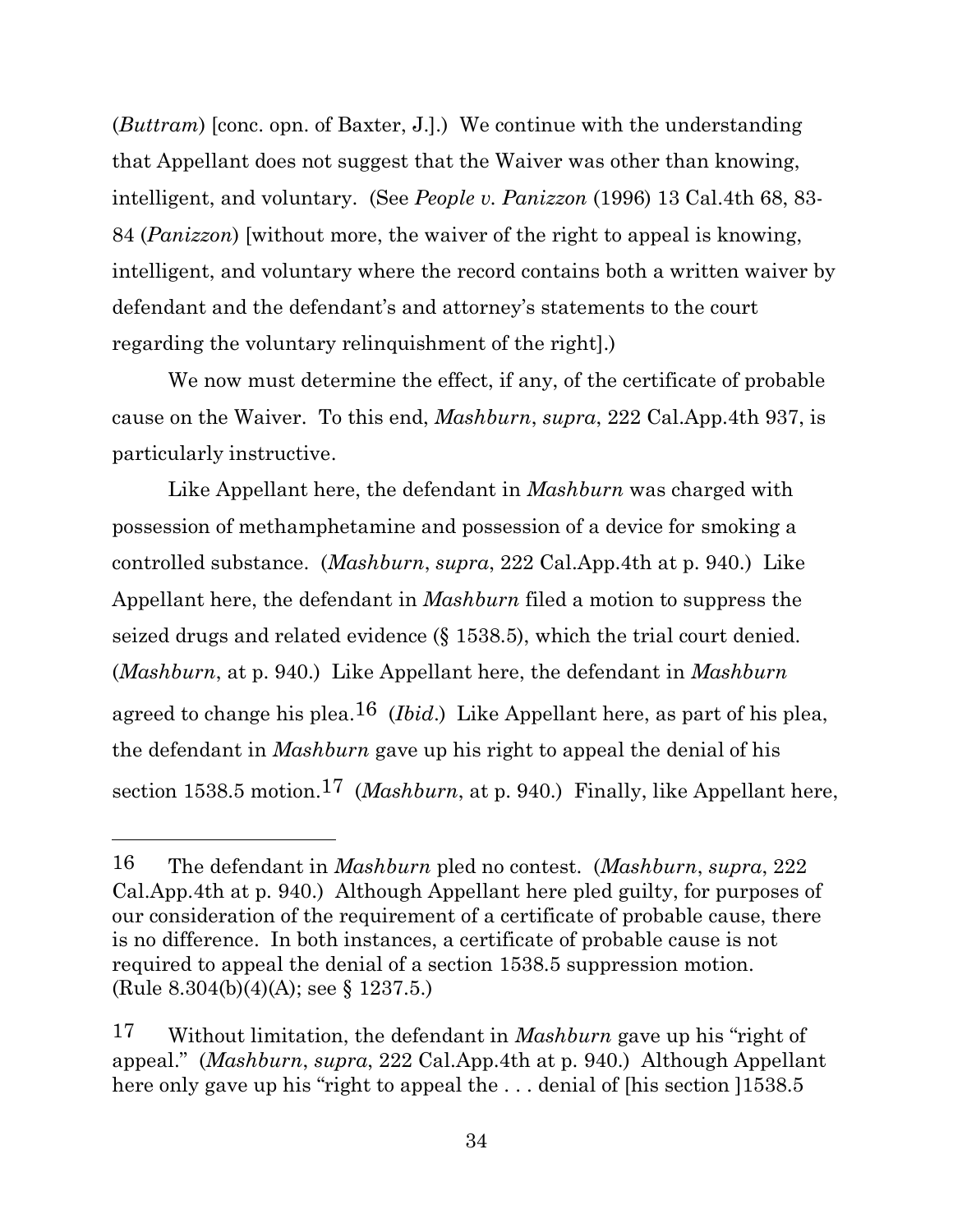(*Buttram*) [conc. opn. of Baxter, J.].) We continue with the understanding that Appellant does not suggest that the Waiver was other than knowing, intelligent, and voluntary. (See *People v. Panizzon* (1996) 13 Cal.4th 68, 83-84 (*Panizzon*) [without more, the waiver of the right to appeal is knowing, intelligent, and voluntary where the record contains both a written waiver by defendant and the defendant's and attorney's statements to the court regarding the voluntary relinquishment of the right].)

We now must determine the effect, if any, of the certificate of probable cause on the Waiver. To this end, *Mashburn*, *supra*, 222 Cal.App.4th 937, is particularly instructive.

Like Appellant here, the defendant in *Mashburn* was charged with possession of methamphetamine and possession of a device for smoking a controlled substance. (*Mashburn*, *supra*, 222 Cal.App.4th at p. 940.) Like Appellant here, the defendant in *Mashburn* filed a motion to suppress the seized drugs and related evidence (§ 1538.5), which the trial court denied. (*Mashburn*, at p. 940.) Like Appellant here, the defendant in *Mashburn* agreed to change his plea.[16] (*Ibid*.) Like Appellant here, as part of his plea, the defendant in *Mashburn* gave up his right to appeal the denial of his section 1538.5 motion.[17] (*Mashburn*, at p. 940.) Finally, like Appellant here,

---

[16] The defendant in *Mashburn* pled no contest. (*Mashburn*, *supra*, 222 Cal.App.4th at p. 940.) Although Appellant here pled guilty, for purposes of our consideration of the requirement of a certificate of probable cause, there is no difference. In both instances, a certificate of probable cause is not required to appeal the denial of a section 1538.5 suppression motion. (Rule 8.304(b)(4)(A); see § 1237.5.)

[17] Without limitation, the defendant in *Mashburn* gave up his "right of appeal." (*Mashburn*, *supra*, 222 Cal.App.4th at p. 940.) Although Appellant here only gave up his "right to appeal the . . . denial of [his section ]1538.5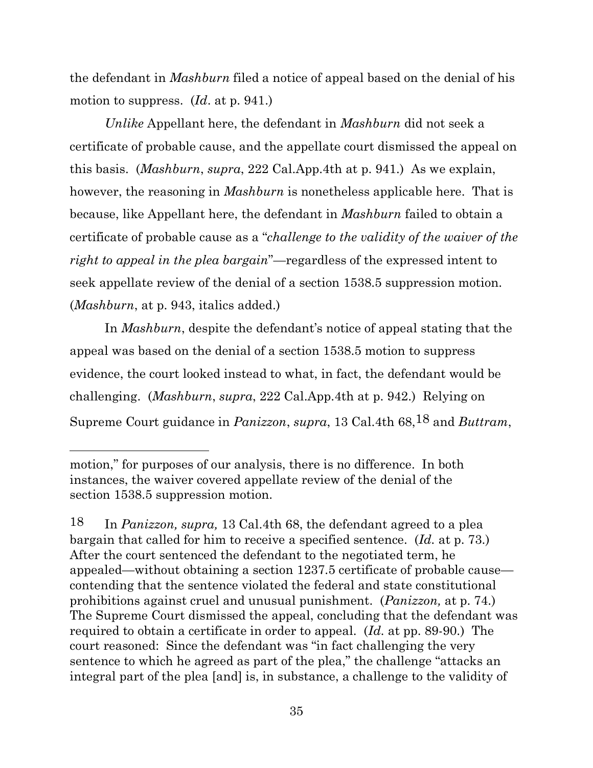the defendant in *Mashburn* filed a notice of appeal based on the denial of his motion to suppress. (*Id*. at p. 941.)

*Unlike* Appellant here, the defendant in *Mashburn* did not seek a certificate of probable cause, and the appellate court dismissed the appeal on this basis. (*Mashburn*, *supra*, 222 Cal.App.4th at p. 941.) As we explain, however, the reasoning in *Mashburn* is nonetheless applicable here. That is because, like Appellant here, the defendant in *Mashburn* failed to obtain a certificate of probable cause as a "*challenge to the validity of the waiver of the right to appeal in the plea bargain*"—regardless of the expressed intent to seek appellate review of the denial of a section 1538.5 suppression motion. (*Mashburn*, at p. 943, italics added.)

In *Mashburn*, despite the defendant's notice of appeal stating that the appeal was based on the denial of a section 1538.5 motion to suppress evidence, the court looked instead to what, in fact, the defendant would be challenging. (*Mashburn*, *supra*, 222 Cal.App.4th at p. 942.) Relying on Supreme Court guidance in *Panizzon*, *supra*, 13 Cal.4th 68,[18] and *Buttram*,

---

motion," for purposes of our analysis, there is no difference. In both instances, the waiver covered appellate review of the denial of the section 1538.5 suppression motion.

18 In *Panizzon, supra,* 13 Cal.4th 68, the defendant agreed to a plea bargain that called for him to receive a specified sentence. (*Id.* at p. 73.) After the court sentenced the defendant to the negotiated term, he appealed—without obtaining a section 1237.5 certificate of probable cause—contending that the sentence violated the federal and state constitutional prohibitions against cruel and unusual punishment. (*Panizzon,* at p. 74.) The Supreme Court dismissed the appeal, concluding that the defendant was required to obtain a certificate in order to appeal. (*Id.* at pp. 89-90.) The court reasoned: Since the defendant was "in fact challenging the very sentence to which he agreed as part of the plea," the challenge "attacks an integral part of the plea [and] is, in substance, a challenge to the validity of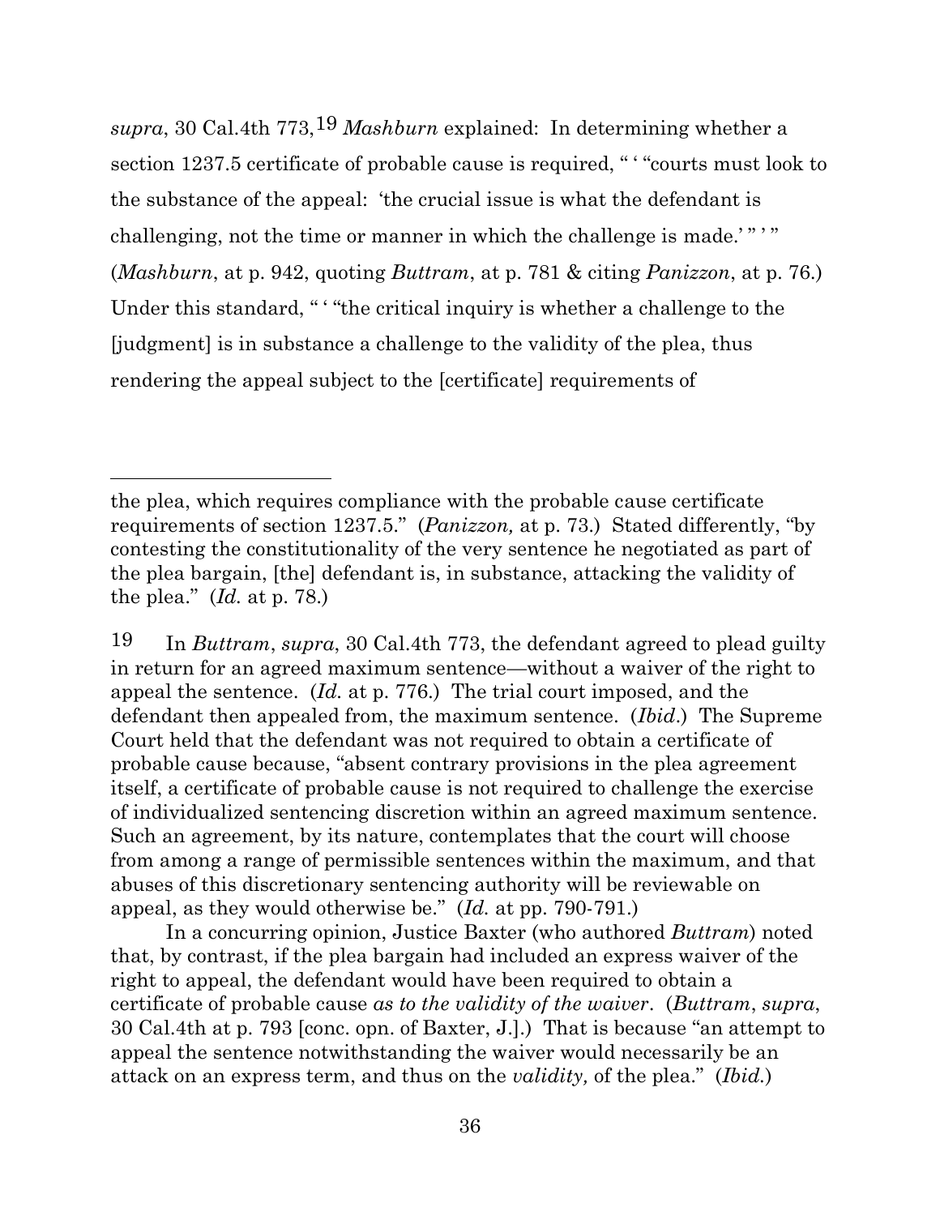*supra*, 30 Cal.4th 773,[19] *Mashburn* explained: In determining whether a section 1237.5 certificate of probable cause is required, " ' "courts must look to the substance of the appeal: 'the crucial issue is what the defendant is challenging, not the time or manner in which the challenge is made.' " ' " (*Mashburn*, at p. 942, quoting *Buttram*, at p. 781 & citing *Panizzon*, at p. 76.) Under this standard, " ' "the critical inquiry is whether a challenge to the [judgment] is in substance a challenge to the validity of the plea, thus rendering the appeal subject to the [certificate] requirements of

---

the plea, which requires compliance with the probable cause certificate requirements of section 1237.5." (*Panizzon,* at p. 73.) Stated differently, "by contesting the constitutionality of the very sentence he negotiated as part of the plea bargain, [the] defendant is, in substance, attacking the validity of the plea." (*Id.* at p. 78.)

[19] In *Buttram*, *supra*, 30 Cal.4th 773, the defendant agreed to plead guilty in return for an agreed maximum sentence—without a waiver of the right to appeal the sentence. (*Id.* at p. 776.) The trial court imposed, and the defendant then appealed from, the maximum sentence. (*Ibid*.) The Supreme Court held that the defendant was not required to obtain a certificate of probable cause because, "absent contrary provisions in the plea agreement itself, a certificate of probable cause is not required to challenge the exercise of individualized sentencing discretion within an agreed maximum sentence. Such an agreement, by its nature, contemplates that the court will choose from among a range of permissible sentences within the maximum, and that abuses of this discretionary sentencing authority will be reviewable on appeal, as they would otherwise be." (*Id.* at pp. 790-791.)

In a concurring opinion, Justice Baxter (who authored *Buttram*) noted that, by contrast, if the plea bargain had included an express waiver of the right to appeal, the defendant would have been required to obtain a certificate of probable cause *as to the validity of the waiver*. (*Buttram*, *supra*, 30 Cal.4th at p. 793 [conc. opn. of Baxter, J.].) That is because "an attempt to appeal the sentence notwithstanding the waiver would necessarily be an attack on an express term, and thus on the *validity,* of the plea." (*Ibid.*)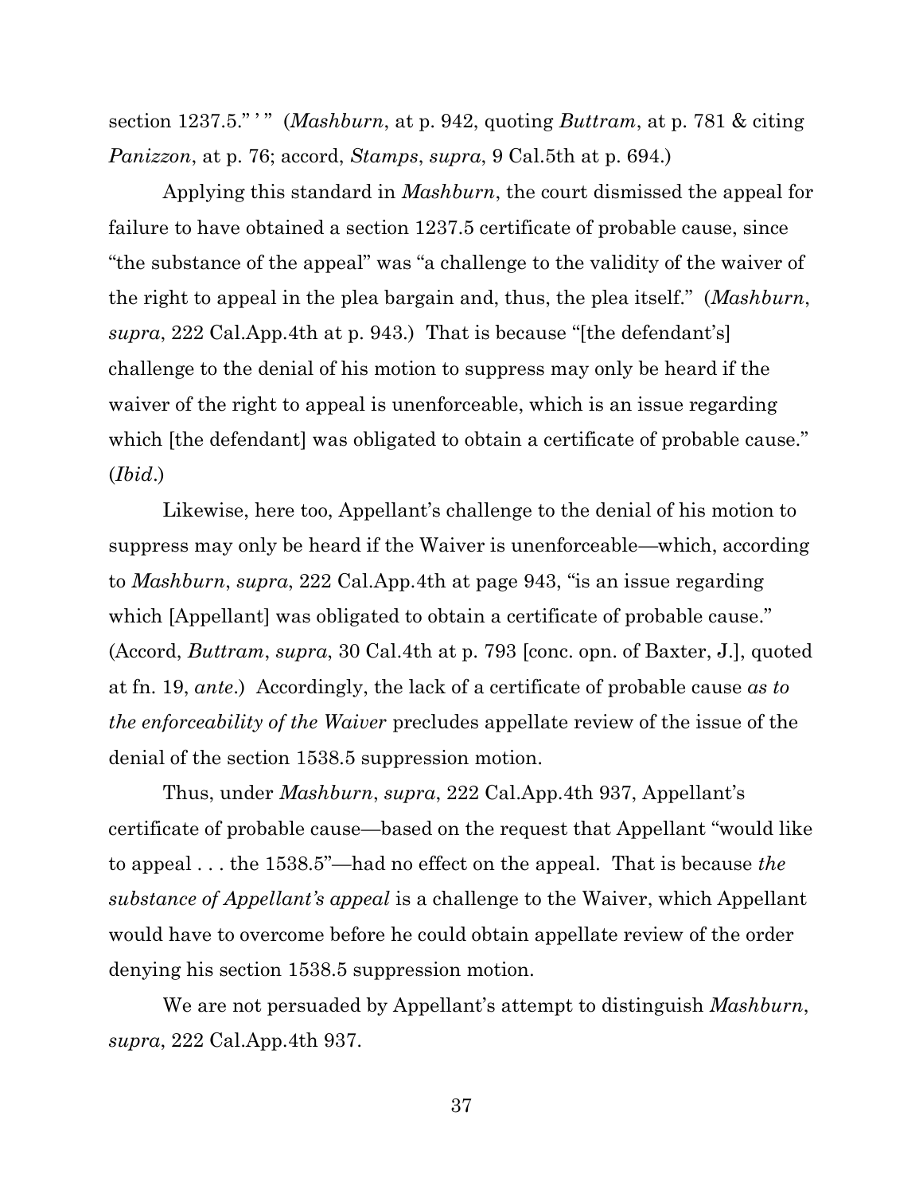section 1237.5." ' " (*Mashburn*, at p. 942, quoting *Buttram*, at p. 781 & citing *Panizzon*, at p. 76; accord, *Stamps*, *supra*, 9 Cal.5th at p. 694.)

Applying this standard in *Mashburn*, the court dismissed the appeal for failure to have obtained a section 1237.5 certificate of probable cause, since "the substance of the appeal" was "a challenge to the validity of the waiver of the right to appeal in the plea bargain and, thus, the plea itself." (*Mashburn*, *supra*, 222 Cal.App.4th at p. 943.) That is because "[the defendant's] challenge to the denial of his motion to suppress may only be heard if the waiver of the right to appeal is unenforceable, which is an issue regarding which [the defendant] was obligated to obtain a certificate of probable cause." (*Ibid*.)

Likewise, here too, Appellant's challenge to the denial of his motion to suppress may only be heard if the Waiver is unenforceable—which, according to *Mashburn*, *supra*, 222 Cal.App.4th at page 943, "is an issue regarding which [Appellant] was obligated to obtain a certificate of probable cause." (Accord, *Buttram*, *supra*, 30 Cal.4th at p. 793 [conc. opn. of Baxter, J.], quoted at fn. 19, *ante*.) Accordingly, the lack of a certificate of probable cause *as to the enforceability of the Waiver* precludes appellate review of the issue of the denial of the section 1538.5 suppression motion.

Thus, under *Mashburn*, *supra*, 222 Cal.App.4th 937, Appellant's certificate of probable cause—based on the request that Appellant "would like to appeal . . . the 1538.5"—had no effect on the appeal. That is because *the substance of Appellant's appeal* is a challenge to the Waiver, which Appellant would have to overcome before he could obtain appellate review of the order denying his section 1538.5 suppression motion.

We are not persuaded by Appellant's attempt to distinguish *Mashburn*, *supra*, 222 Cal.App.4th 937.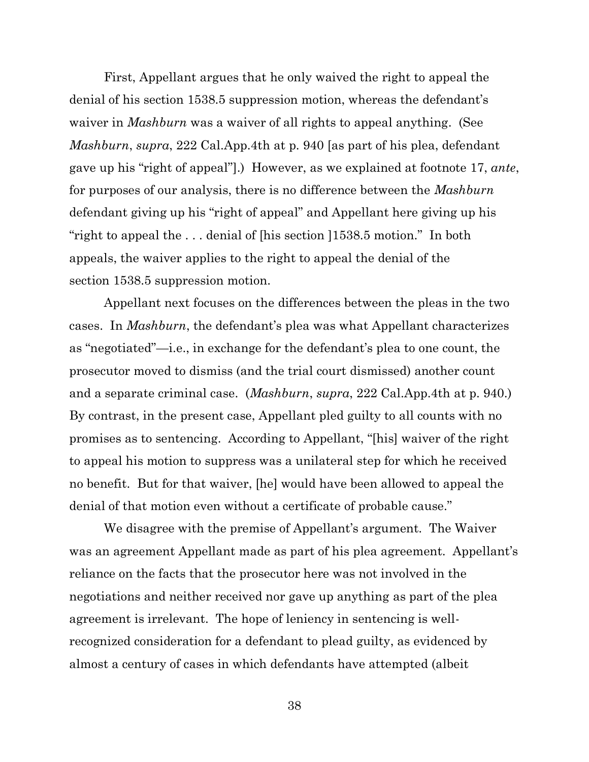First, Appellant argues that he only waived the right to appeal the denial of his section 1538.5 suppression motion, whereas the defendant's waiver in *Mashburn* was a waiver of all rights to appeal anything. (See *Mashburn*, *supra*, 222 Cal.App.4th at p. 940 [as part of his plea, defendant gave up his "right of appeal"].) However, as we explained at footnote 17, *ante*, for purposes of our analysis, there is no difference between the *Mashburn* defendant giving up his "right of appeal" and Appellant here giving up his "right to appeal the . . . denial of [his section ]1538.5 motion." In both appeals, the waiver applies to the right to appeal the denial of the section 1538.5 suppression motion.

Appellant next focuses on the differences between the pleas in the two cases. In *Mashburn*, the defendant's plea was what Appellant characterizes as "negotiated"—i.e., in exchange for the defendant's plea to one count, the prosecutor moved to dismiss (and the trial court dismissed) another count and a separate criminal case. (*Mashburn*, *supra*, 222 Cal.App.4th at p. 940.) By contrast, in the present case, Appellant pled guilty to all counts with no promises as to sentencing. According to Appellant, "[his] waiver of the right to appeal his motion to suppress was a unilateral step for which he received no benefit. But for that waiver, [he] would have been allowed to appeal the denial of that motion even without a certificate of probable cause."

We disagree with the premise of Appellant's argument. The Waiver was an agreement Appellant made as part of his plea agreement. Appellant's reliance on the facts that the prosecutor here was not involved in the negotiations and neither received nor gave up anything as part of the plea agreement is irrelevant. The hope of leniency in sentencing is well-recognized consideration for a defendant to plead guilty, as evidenced by almost a century of cases in which defendants have attempted (albeit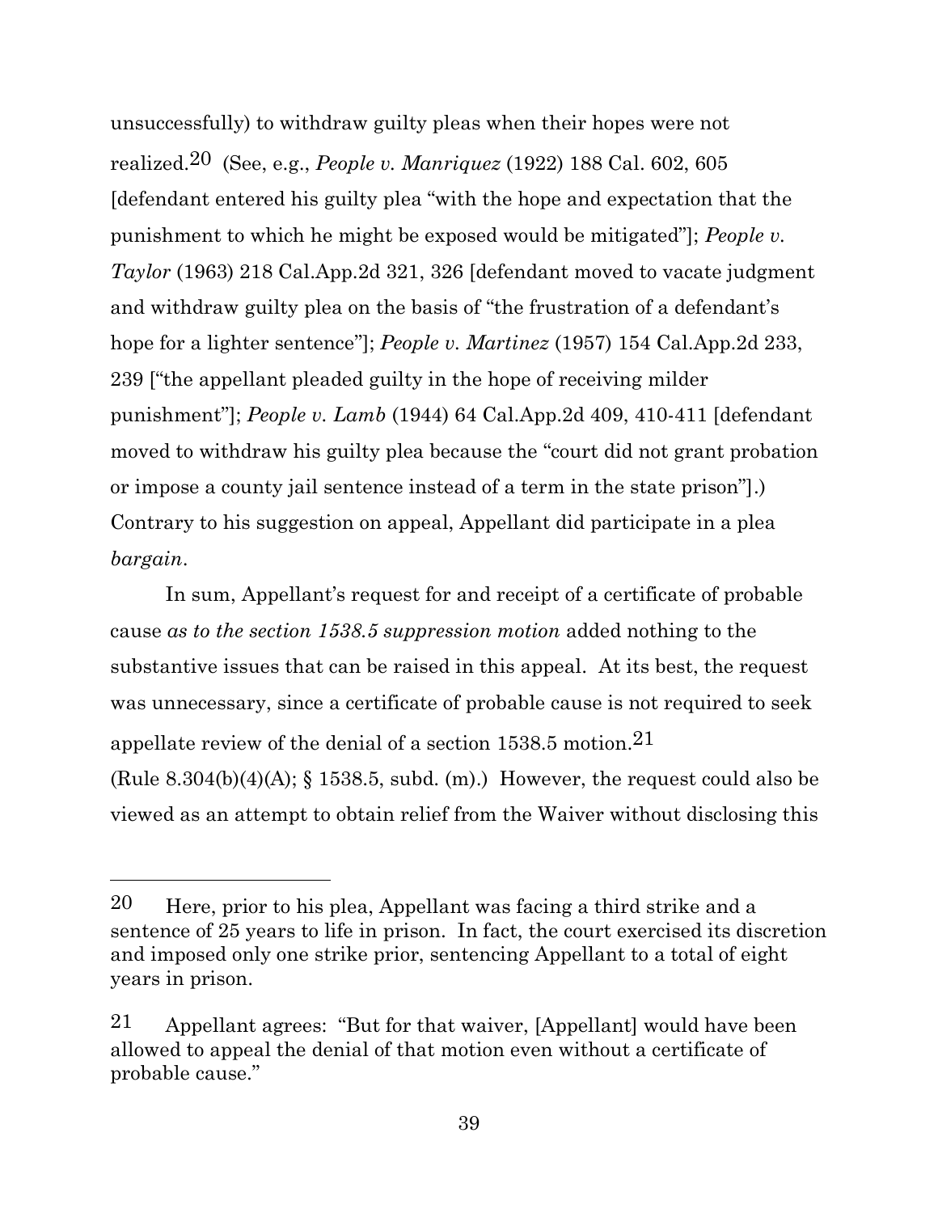unsuccessfully) to withdraw guilty pleas when their hopes were not realized.[20] (See, e.g., *People v. Manriquez* (1922) 188 Cal. 602, 605 [defendant entered his guilty plea "with the hope and expectation that the punishment to which he might be exposed would be mitigated"]; *People v. Taylor* (1963) 218 Cal.App.2d 321, 326 [defendant moved to vacate judgment and withdraw guilty plea on the basis of "the frustration of a defendant's hope for a lighter sentence"]; *People v. Martinez* (1957) 154 Cal.App.2d 233, 239 ["the appellant pleaded guilty in the hope of receiving milder punishment"]; *People v. Lamb* (1944) 64 Cal.App.2d 409, 410-411 [defendant moved to withdraw his guilty plea because the "court did not grant probation or impose a county jail sentence instead of a term in the state prison"].) Contrary to his suggestion on appeal, Appellant did participate in a plea *bargain*.

In sum, Appellant's request for and receipt of a certificate of probable cause *as to the section 1538.5 suppression motion* added nothing to the substantive issues that can be raised in this appeal. At its best, the request was unnecessary, since a certificate of probable cause is not required to seek appellate review of the denial of a section 1538.5 motion.[21] (Rule 8.304(b)(4)(A); § 1538.5, subd. (m).) However, the request could also be viewed as an attempt to obtain relief from the Waiver without disclosing this

---

[20] Here, prior to his plea, Appellant was facing a third strike and a sentence of 25 years to life in prison. In fact, the court exercised its discretion and imposed only one strike prior, sentencing Appellant to a total of eight years in prison.

[21] Appellant agrees: "But for that waiver, [Appellant] would have been allowed to appeal the denial of that motion even without a certificate of probable cause."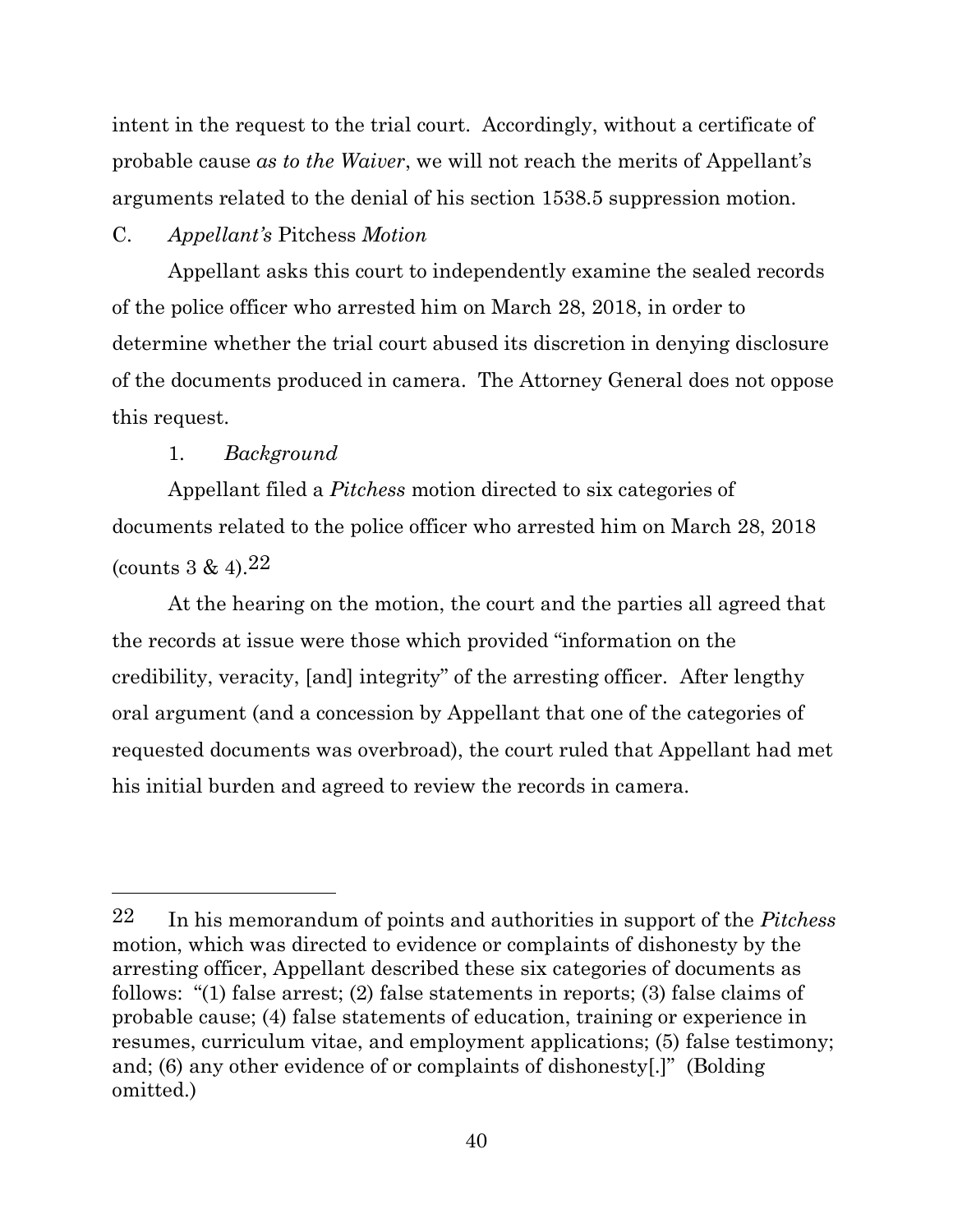intent in the request to the trial court. Accordingly, without a certificate of probable cause *as to the Waiver*, we will not reach the merits of Appellant's arguments related to the denial of his section 1538.5 suppression motion.

C. *Appellant's* Pitchess *Motion*

Appellant asks this court to independently examine the sealed records of the police officer who arrested him on March 28, 2018, in order to determine whether the trial court abused its discretion in denying disclosure of the documents produced in camera. The Attorney General does not oppose this request.

1. *Background*

Appellant filed a *Pitchess* motion directed to six categories of documents related to the police officer who arrested him on March 28, 2018 (counts 3 & 4).[22]

At the hearing on the motion, the court and the parties all agreed that the records at issue were those which provided "information on the credibility, veracity, [and] integrity" of the arresting officer. After lengthy oral argument (and a concession by Appellant that one of the categories of requested documents was overbroad), the court ruled that Appellant had met his initial burden and agreed to review the records in camera.

---

[22] In his memorandum of points and authorities in support of the *Pitchess* motion, which was directed to evidence or complaints of dishonesty by the arresting officer, Appellant described these six categories of documents as follows: "(1) false arrest; (2) false statements in reports; (3) false claims of probable cause; (4) false statements of education, training or experience in resumes, curriculum vitae, and employment applications; (5) false testimony; and; (6) any other evidence of or complaints of dishonesty[.]" (Bolding omitted.)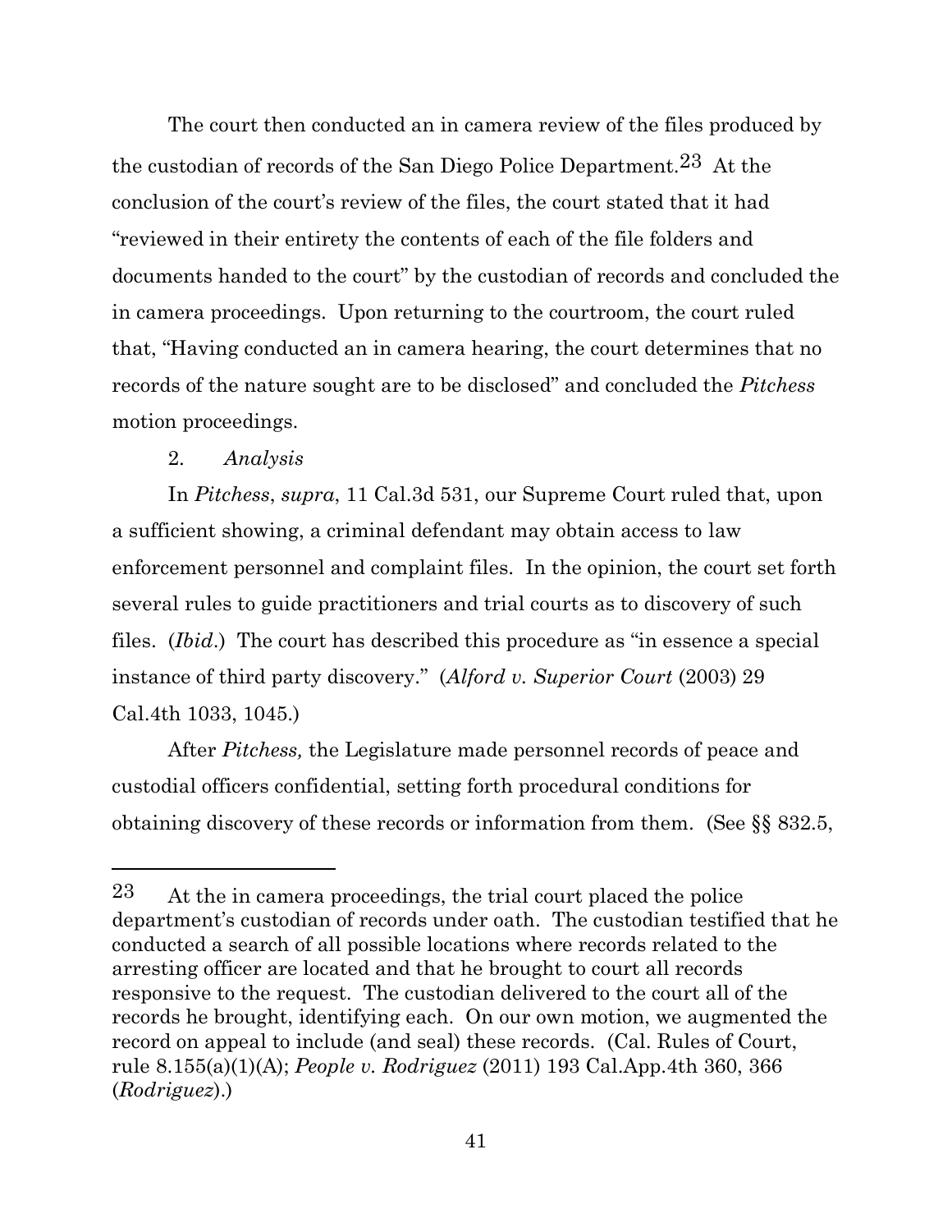The court then conducted an in camera review of the files produced by the custodian of records of the San Diego Police Department.[23] At the conclusion of the court's review of the files, the court stated that it had "reviewed in their entirety the contents of each of the file folders and documents handed to the court" by the custodian of records and concluded the in camera proceedings. Upon returning to the courtroom, the court ruled that, "Having conducted an in camera hearing, the court determines that no records of the nature sought are to be disclosed" and concluded the *Pitchess* motion proceedings.

2. *Analysis*

In *Pitchess*, *supra*, 11 Cal.3d 531, our Supreme Court ruled that, upon a sufficient showing, a criminal defendant may obtain access to law enforcement personnel and complaint files. In the opinion, the court set forth several rules to guide practitioners and trial courts as to discovery of such files. (*Ibid*.) The court has described this procedure as "in essence a special instance of third party discovery." (*Alford v. Superior Court* (2003) 29 Cal.4th 1033, 1045.)

After *Pitchess,* the Legislature made personnel records of peace and custodial officers confidential, setting forth procedural conditions for obtaining discovery of these records or information from them. (See §§ 832.5,

---

[23] At the in camera proceedings, the trial court placed the police department's custodian of records under oath. The custodian testified that he conducted a search of all possible locations where records related to the arresting officer are located and that he brought to court all records responsive to the request. The custodian delivered to the court all of the records he brought, identifying each. On our own motion, we augmented the record on appeal to include (and seal) these records. (Cal. Rules of Court, rule 8.155(a)(1)(A); *People v. Rodriguez* (2011) 193 Cal.App.4th 360, 366 (*Rodriguez*).)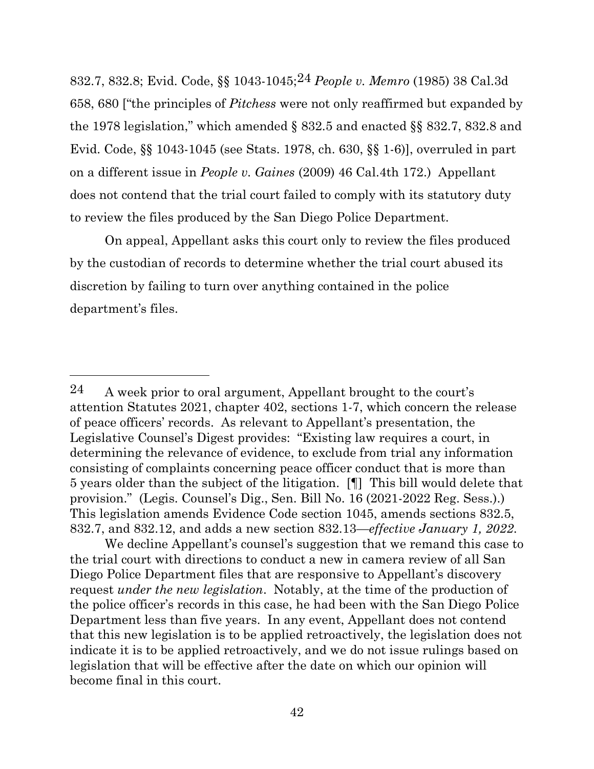832.7, 832.8; Evid. Code, §§ 1043-1045;[24] *People v. Memro* (1985) 38 Cal.3d 658, 680 ["the principles of *Pitchess* were not only reaffirmed but expanded by the 1978 legislation," which amended § 832.5 and enacted §§ 832.7, 832.8 and Evid. Code, §§ 1043-1045 (see Stats. 1978, ch. 630, §§ 1-6)], overruled in part on a different issue in *People v. Gaines* (2009) 46 Cal.4th 172.) Appellant does not contend that the trial court failed to comply with its statutory duty to review the files produced by the San Diego Police Department.

On appeal, Appellant asks this court only to review the files produced by the custodian of records to determine whether the trial court abused its discretion by failing to turn over anything contained in the police department's files.

---

[24] A week prior to oral argument, Appellant brought to the court's attention Statutes 2021, chapter 402, sections 1-7, which concern the release of peace officers' records. As relevant to Appellant's presentation, the Legislative Counsel's Digest provides: "Existing law requires a court, in determining the relevance of evidence, to exclude from trial any information consisting of complaints concerning peace officer conduct that is more than 5 years older than the subject of the litigation. [¶] This bill would delete that provision." (Legis. Counsel's Dig., Sen. Bill No. 16 (2021-2022 Reg. Sess.).) This legislation amends Evidence Code section 1045, amends sections 832.5, 832.7, and 832.12, and adds a new section 832.13—*effective January 1, 2022*.

We decline Appellant's counsel's suggestion that we remand this case to the trial court with directions to conduct a new in camera review of all San Diego Police Department files that are responsive to Appellant's discovery request *under the new legislation*. Notably, at the time of the production of the police officer's records in this case, he had been with the San Diego Police Department less than five years. In any event, Appellant does not contend that this new legislation is to be applied retroactively, the legislation does not indicate it is to be applied retroactively, and we do not issue rulings based on legislation that will be effective after the date on which our opinion will become final in this court.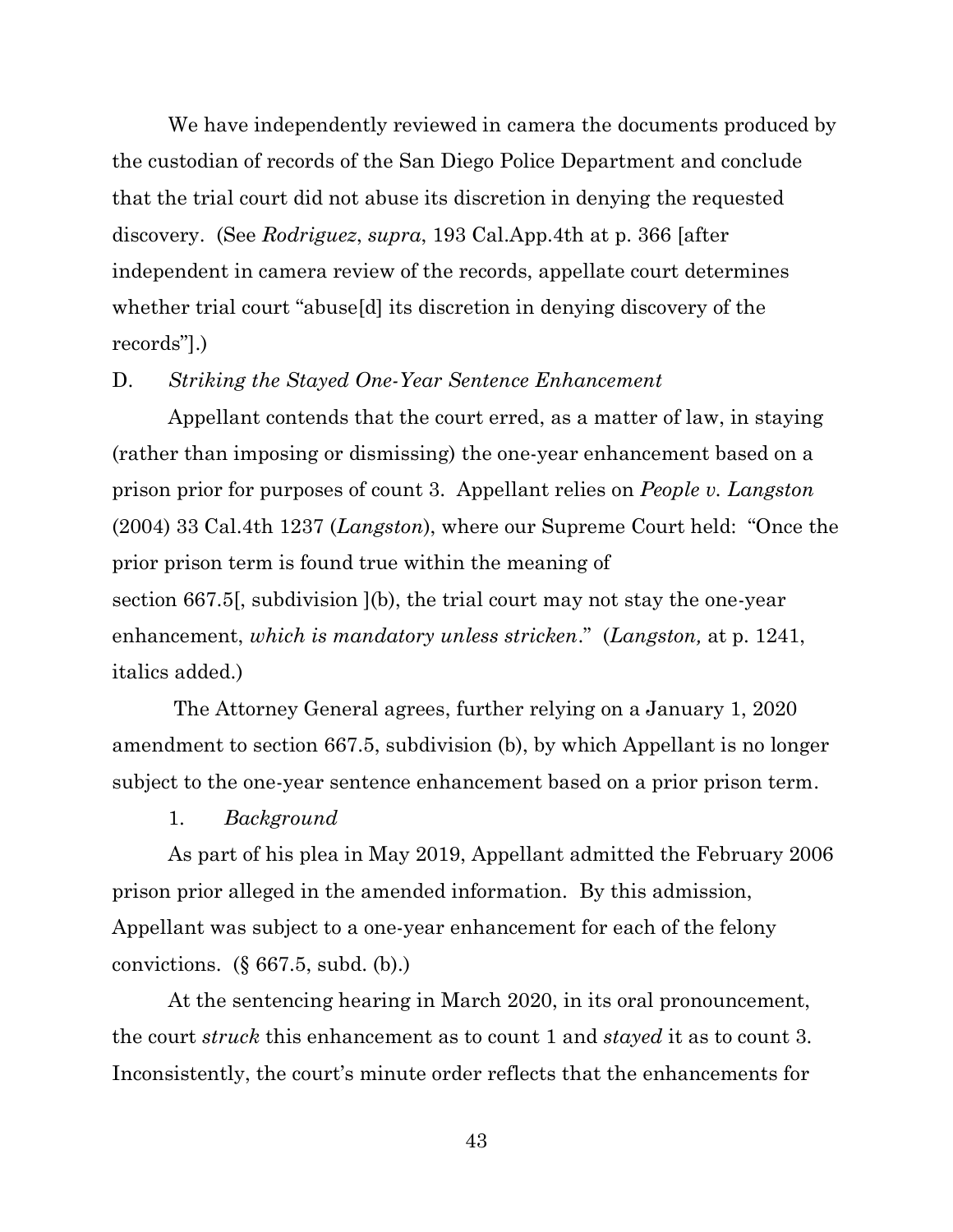We have independently reviewed in camera the documents produced by the custodian of records of the San Diego Police Department and conclude that the trial court did not abuse its discretion in denying the requested discovery. (See *Rodriguez*, *supra*, 193 Cal.App.4th at p. 366 [after independent in camera review of the records, appellate court determines whether trial court "abuse[d] its discretion in denying discovery of the records"].)

D. *Striking the Stayed One-Year Sentence Enhancement*

Appellant contends that the court erred, as a matter of law, in staying (rather than imposing or dismissing) the one-year enhancement based on a prison prior for purposes of count 3. Appellant relies on *People v. Langston* (2004) 33 Cal.4th 1237 (*Langston*), where our Supreme Court held: "Once the prior prison term is found true within the meaning of section 667.5[, subdivision ](b), the trial court may not stay the one-year enhancement, *which is mandatory unless stricken*." (*Langston,* at p. 1241, italics added.)

The Attorney General agrees, further relying on a January 1, 2020 amendment to section 667.5, subdivision (b), by which Appellant is no longer subject to the one-year sentence enhancement based on a prior prison term.

1. *Background*

As part of his plea in May 2019, Appellant admitted the February 2006 prison prior alleged in the amended information. By this admission, Appellant was subject to a one-year enhancement for each of the felony convictions. (§ 667.5, subd. (b).)

At the sentencing hearing in March 2020, in its oral pronouncement, the court *struck* this enhancement as to count 1 and *stayed* it as to count 3. Inconsistently, the court's minute order reflects that the enhancements for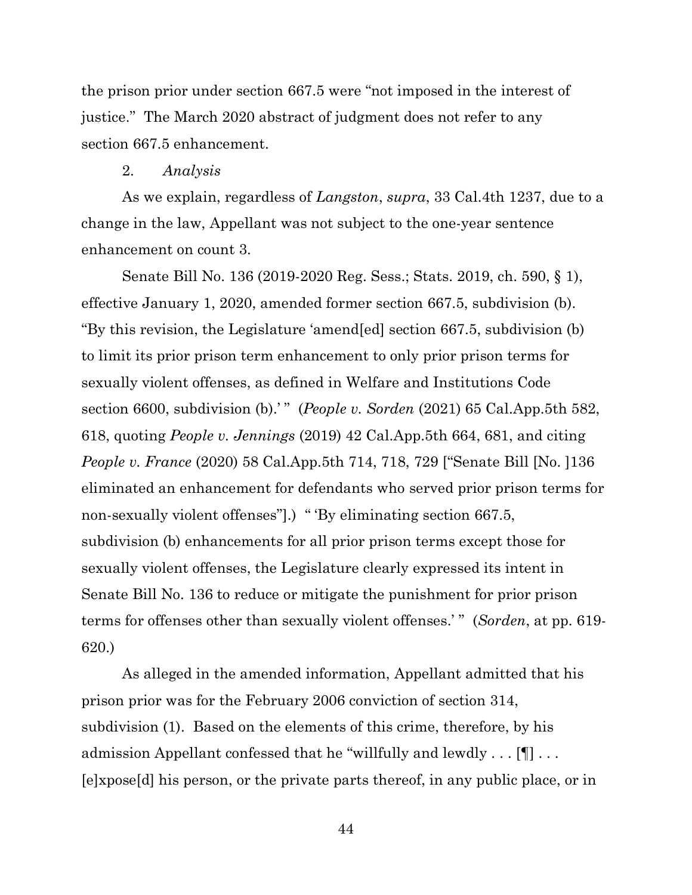the prison prior under section 667.5 were "not imposed in the interest of justice." The March 2020 abstract of judgment does not refer to any section 667.5 enhancement.

2. *Analysis*

As we explain, regardless of *Langston*, *supra*, 33 Cal.4th 1237, due to a change in the law, Appellant was not subject to the one-year sentence enhancement on count 3.

Senate Bill No. 136 (2019-2020 Reg. Sess.; Stats. 2019, ch. 590, § 1), effective January 1, 2020, amended former section 667.5, subdivision (b). "By this revision, the Legislature 'amend[ed] section 667.5, subdivision (b) to limit its prior prison term enhancement to only prior prison terms for sexually violent offenses, as defined in Welfare and Institutions Code section 6600, subdivision (b).' " (*People v. Sorden* (2021) 65 Cal.App.5th 582, 618, quoting *People v. Jennings* (2019) 42 Cal.App.5th 664, 681, and citing *People v. France* (2020) 58 Cal.App.5th 714, 718, 729 ["Senate Bill [No. ]136 eliminated an enhancement for defendants who served prior prison terms for non-sexually violent offenses"].) " 'By eliminating section 667.5, subdivision (b) enhancements for all prior prison terms except those for sexually violent offenses, the Legislature clearly expressed its intent in Senate Bill No. 136 to reduce or mitigate the punishment for prior prison terms for offenses other than sexually violent offenses.' " (*Sorden*, at pp. 619-620.)

As alleged in the amended information, Appellant admitted that his prison prior was for the February 2006 conviction of section 314, subdivision (1). Based on the elements of this crime, therefore, by his admission Appellant confessed that he "willfully and lewdly . . . [¶] . . . [e]xpose[d] his person, or the private parts thereof, in any public place, or in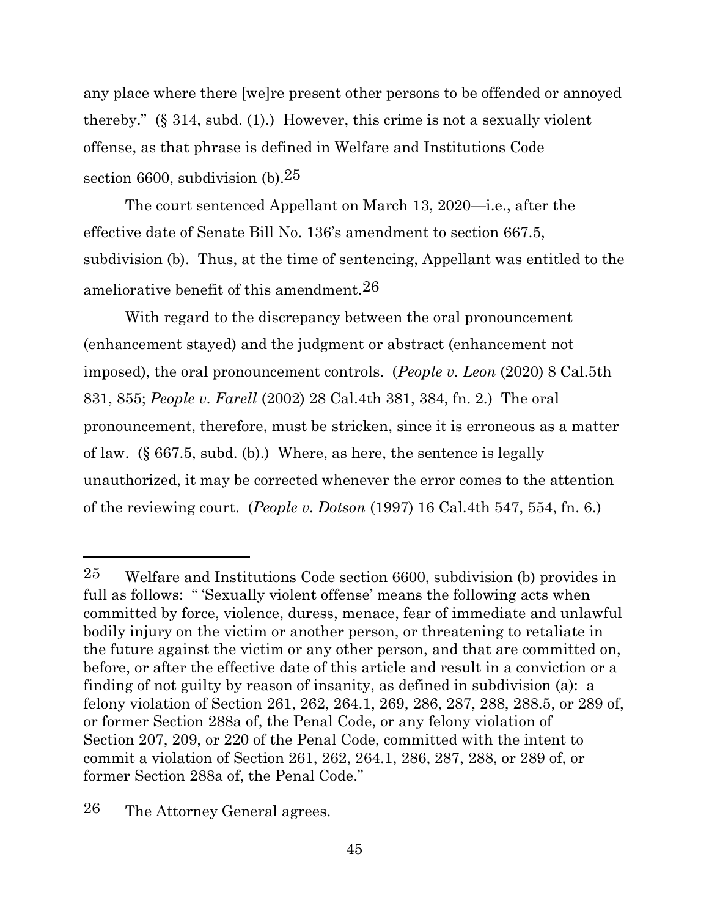any place where there [we]re present other persons to be offended or annoyed thereby." (§ 314, subd. (1).) However, this crime is not a sexually violent offense, as that phrase is defined in Welfare and Institutions Code section 6600, subdivision (b).[25]

The court sentenced Appellant on March 13, 2020—i.e., after the effective date of Senate Bill No. 136's amendment to section 667.5, subdivision (b). Thus, at the time of sentencing, Appellant was entitled to the ameliorative benefit of this amendment.[26]

With regard to the discrepancy between the oral pronouncement (enhancement stayed) and the judgment or abstract (enhancement not imposed), the oral pronouncement controls. (*People v. Leon* (2020) 8 Cal.5th 831, 855; *People v. Farell* (2002) 28 Cal.4th 381, 384, fn. 2.) The oral pronouncement, therefore, must be stricken, since it is erroneous as a matter of law. (§ 667.5, subd. (b).) Where, as here, the sentence is legally unauthorized, it may be corrected whenever the error comes to the attention of the reviewing court. (*People v. Dotson* (1997) 16 Cal.4th 547, 554, fn. 6.)

---

[25] Welfare and Institutions Code section 6600, subdivision (b) provides in full as follows: " 'Sexually violent offense' means the following acts when committed by force, violence, duress, menace, fear of immediate and unlawful bodily injury on the victim or another person, or threatening to retaliate in the future against the victim or any other person, and that are committed on, before, or after the effective date of this article and result in a conviction or a finding of not guilty by reason of insanity, as defined in subdivision (a): a felony violation of Section 261, 262, 264.1, 269, 286, 287, 288, 288.5, or 289 of, or former Section 288a of, the Penal Code, or any felony violation of Section 207, 209, or 220 of the Penal Code, committed with the intent to commit a violation of Section 261, 262, 264.1, 286, 287, 288, or 289 of, or former Section 288a of, the Penal Code."

[26] The Attorney General agrees.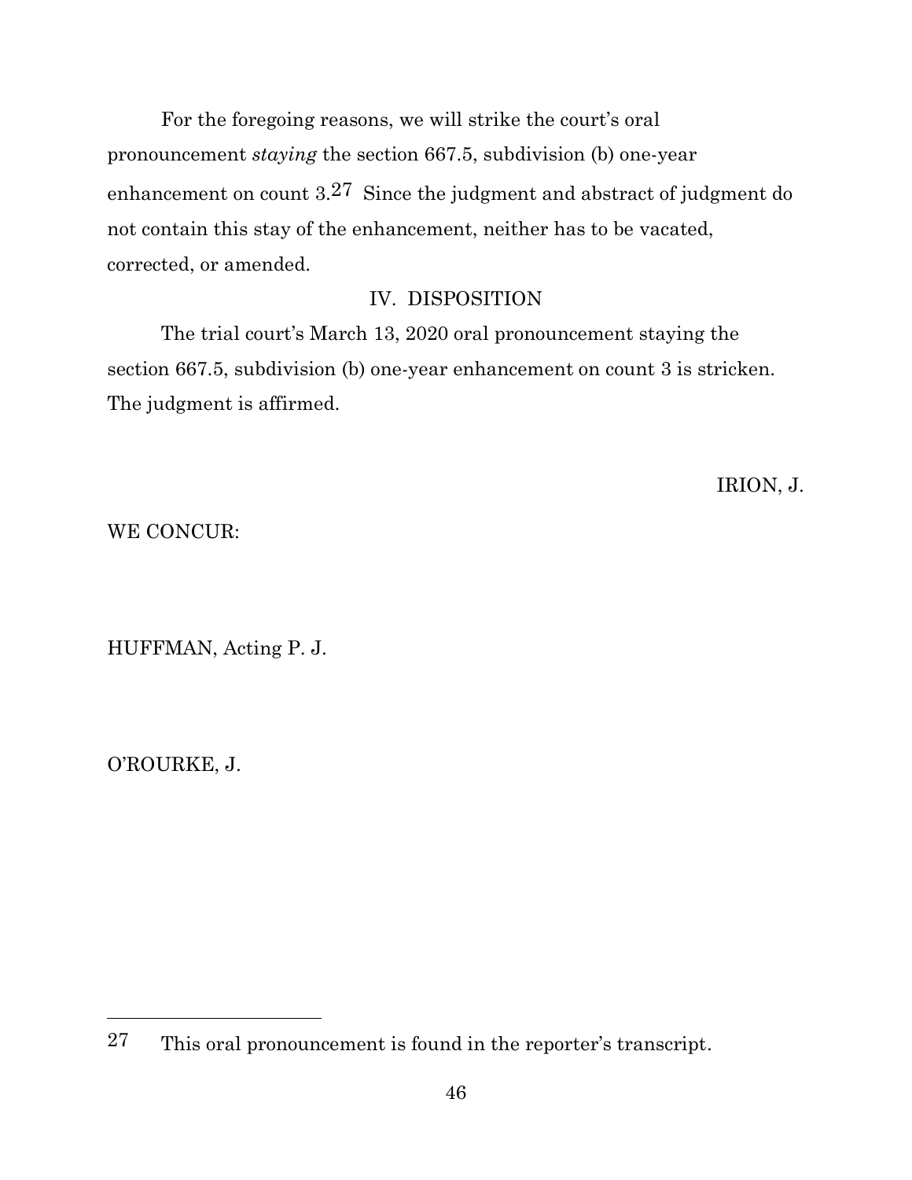For the foregoing reasons, we will strike the court's oral pronouncement *staying* the section 667.5, subdivision (b) one-year enhancement on count 3.[27] Since the judgment and abstract of judgment do not contain this stay of the enhancement, neither has to be vacated, corrected, or amended.

## IV. DISPOSITION

The trial court's March 13, 2020 oral pronouncement staying the section 667.5, subdivision (b) one-year enhancement on count 3 is stricken. The judgment is affirmed.

IRION, J.

WE CONCUR:

HUFFMAN, Acting P. J.

O'ROURKE, J.

---

[27] This oral pronouncement is found in the reporter's transcript.